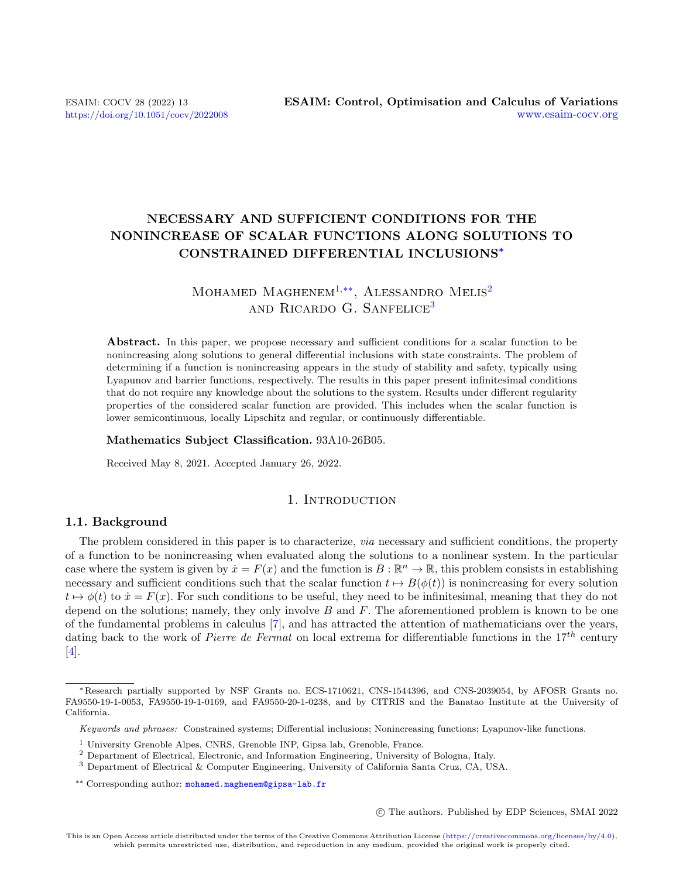# NECESSARY AND SUFFICIENT CONDITIONS FOR THE NONINCREASE OF SCALAR FUNCTIONS ALONG SOLUTIONS TO CONSTRAINED DIFFERENTIAL INCLUSIONS*

Mohamed Maghenem[1,**], Alessandro Melis[2] and Ricardo G. Sanfelice[3]

**Abstract.** In this paper, we propose necessary and sufficient conditions for a scalar function to be nonincreasing along solutions to general differential inclusions with state constraints. The problem of determining if a function is nonincreasing appears in the study of stability and safety, typically using Lyapunov and barrier functions, respectively. The results in this paper present infinitesimal conditions that do not require any knowledge about the solutions to the system. Results under different regularity properties of the considered scalar function are provided. This includes when the scalar function is lower semicontinuous, locally Lipschitz and regular, or continuously differentiable.

**Mathematics Subject Classification.** 93A10-26B05.

Received May 8, 2021. Accepted January 26, 2022.

## 1. Introduction

### 1.1. Background

The problem considered in this paper is to characterize, *via* necessary and sufficient conditions, the property of a function to be nonincreasing when evaluated along the solutions to a nonlinear system. In the particular case where the system is given by $\dot{x} = F(x)$ and the function is $B : \mathbb{R}^n \to \mathbb{R}$, this problem consists in establishing necessary and sufficient conditions such that the scalar function $t \mapsto B(\phi(t))$ is nonincreasing for every solution $t \mapsto \phi(t)$ to $\dot{x} = F(x)$. For such conditions to be useful, they need to be infinitesimal, meaning that they do not depend on the solutions; namely, they only involve $B$ and $F$. The aforementioned problem is known to be one of the fundamental problems in calculus [7], and has attracted the attention of mathematicians over the years, dating back to the work of *Pierre de Fermat* on local extrema for differentiable functions in the $17^{th}$ century [4].

---

*Research partially supported by NSF Grants no. ECS-1710621, CNS-1544396, and CNS-2039054, by AFOSR Grants no. FA9550-19-1-0053, FA9550-19-1-0169, and FA9550-20-1-0238, and by CITRIS and the Banatao Institute at the University of California.

*Keywords and phrases:* Constrained systems; Differential inclusions; Nonincreasing functions; Lyapunov-like functions.

[1] University Grenoble Alpes, CNRS, Grenoble INP, Gipsa lab, Grenoble, France.

[2] Department of Electrical, Electronic, and Information Engineering, University of Bologna, Italy.

[3] Department of Electrical & Computer Engineering, University of California Santa Cruz, CA, USA.

** Corresponding author: mohamed.maghenem@gipsa-lab.fr

© The authors. Published by EDP Sciences, SMAI 2022

This is an Open Access article distributed under the terms of the Creative Commons Attribution License (https://creativecommons.org/licenses/by/4.0), which permits unrestricted use, distribution, and reproduction in any medium, provided the original work is properly cited.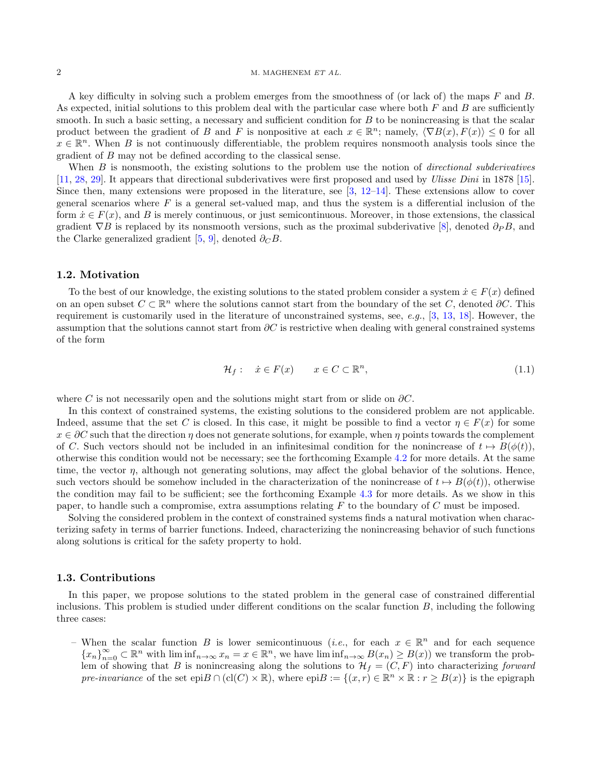A key difficulty in solving such a problem emerges from the smoothness of (or lack of) the maps $F$ and $B$. As expected, initial solutions to this problem deal with the particular case where both $F$ and $B$ are sufficiently smooth. In such a basic setting, a necessary and sufficient condition for $B$ to be nonincreasing is that the scalar product between the gradient of $B$ and $F$ is nonpositive at each $x \in \mathbb{R}^n$; namely, $\langle \nabla B(x), F(x) \rangle \leq 0$ for all $x \in \mathbb{R}^n$. When $B$ is not continuously differentiable, the problem requires nonsmooth analysis tools since the gradient of $B$ may not be defined according to the classical sense.

When $B$ is nonsmooth, the existing solutions to the problem use the notion of *directional subderivatives* [11, 28, 29]. It appears that directional subderivatives were first proposed and used by *Ulisse Dini* in 1878 [15]. Since then, many extensions were proposed in the literature, see [3, 12–14]. These extensions allow to cover general scenarios where $F$ is a general set-valued map, and thus the system is a differential inclusion of the form $\dot{x} \in F(x)$, and $B$ is merely continuous, or just semicontinuous. Moreover, in those extensions, the classical gradient $\nabla B$ is replaced by its nonsmooth versions, such as the proximal subderivative [8], denoted $\partial_P B$, and the Clarke generalized gradient [5, 9], denoted $\partial_C B$.

### 1.2. Motivation

To the best of our knowledge, the existing solutions to the stated problem consider a system $\dot{x} \in F(x)$ defined on an open subset $C \subset \mathbb{R}^n$ where the solutions cannot start from the boundary of the set $C$, denoted $\partial C$. This requirement is customarily used in the literature of unconstrained systems, see, *e.g.*, [3, 13, 18]. However, the assumption that the solutions cannot start from $\partial C$ is restrictive when dealing with general constrained systems of the form

$$\mathcal{H}_f: \quad \dot{x} \in F(x) \qquad x \in C \subset \mathbb{R}^n, \tag{1.1}$$

where $C$ is not necessarily open and the solutions might start from or slide on $\partial C$.

In this context of constrained systems, the existing solutions to the considered problem are not applicable. Indeed, assume that the set $C$ is closed. In this case, it might be possible to find a vector $\eta \in F(x)$ for some $x \in \partial C$ such that the direction $\eta$ does not generate solutions, for example, when $\eta$ points towards the complement of $C$. Such vectors should not be included in an infinitesimal condition for the nonincrease of $t \mapsto B(\phi(t))$, otherwise this condition would not be necessary; see the forthcoming Example 4.2 for more details. At the same time, the vector $\eta$, although not generating solutions, may affect the global behavior of the solutions. Hence, such vectors should be somehow included in the characterization of the nonincrease of $t \mapsto B(\phi(t))$, otherwise the condition may fail to be sufficient; see the forthcoming Example 4.3 for more details. As we show in this paper, to handle such a compromise, extra assumptions relating $F$ to the boundary of $C$ must be imposed.

Solving the considered problem in the context of constrained systems finds a natural motivation when characterizing safety in terms of barrier functions. Indeed, characterizing the nonincreasing behavior of such functions along solutions is critical for the safety property to hold.

### 1.3. Contributions

In this paper, we propose solutions to the stated problem in the general case of constrained differential inclusions. This problem is studied under different conditions on the scalar function $B$, including the following three cases:

- When the scalar function $B$ is lower semicontinuous (*i.e.*, for each $x \in \mathbb{R}^n$ and for each sequence $\{x_n\}_{n=0}^{\infty} \subset \mathbb{R}^n$ with $\liminf_{n\to\infty} x_n = x \in \mathbb{R}^n$, we have $\liminf_{n\to\infty} B(x_n) \geq B(x)$) we transform the problem of showing that $B$ is nonincreasing along the solutions to $\mathcal{H}_f = (C, F)$ into characterizing *forward pre-invariance* of the set $\text{epi}B \cap (\text{cl}(C) \times \mathbb{R})$, where $\text{epi}B := \{(x, r) \in \mathbb{R}^n \times \mathbb{R} : r \geq B(x)\}$ is the epigraph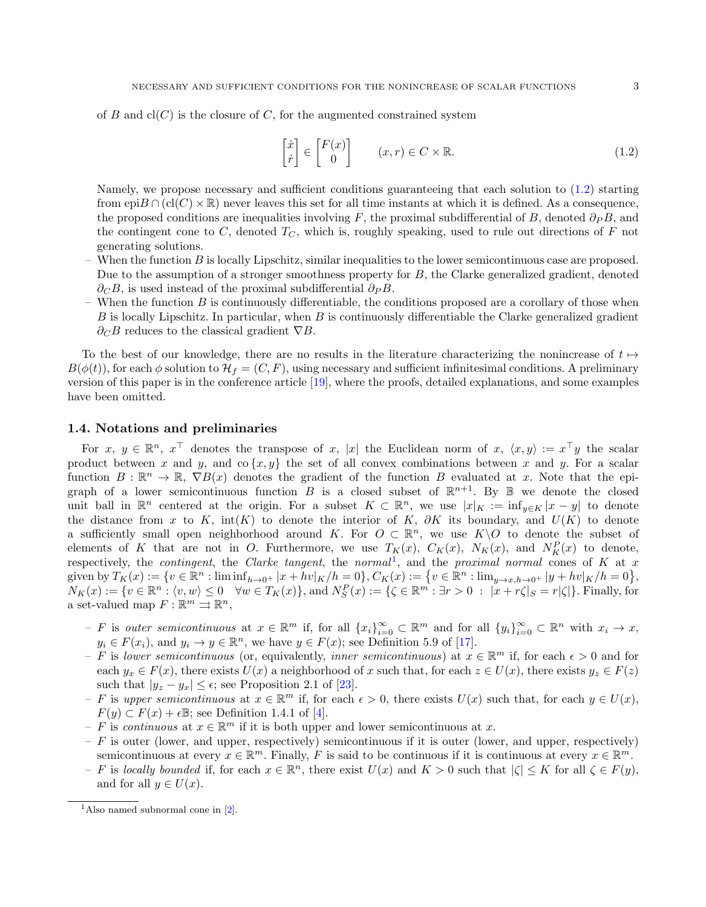of $B$ and $\mathrm{cl}(C)$ is the closure of $C$, for the augmented constrained system

$$\begin{bmatrix} \dot{x} \\ \dot{r} \end{bmatrix} \in \begin{bmatrix} F(x) \\ 0 \end{bmatrix} \qquad (x, r) \in C \times \mathbb{R}. \tag{1.2}$$

Namely, we propose necessary and sufficient conditions guaranteeing that each solution to (1.2) starting from $\mathrm{epi}B \cap (\mathrm{cl}(C) \times \mathbb{R})$ never leaves this set for all time instants at which it is defined. As a consequence, the proposed conditions are inequalities involving $F$, the proximal subdifferential of $B$, denoted $\partial_P B$, and the contingent cone to $C$, denoted $T_C$, which is, roughly speaking, used to rule out directions of $F$ not generating solutions.

- When the function $B$ is locally Lipschitz, similar inequalities to the lower semicontinuous case are proposed. Due to the assumption of a stronger smoothness property for $B$, the Clarke generalized gradient, denoted $\partial_C B$, is used instead of the proximal subdifferential $\partial_P B$.
- When the function $B$ is continuously differentiable, the conditions proposed are a corollary of those when $B$ is locally Lipschitz. In particular, when $B$ is continuously differentiable the Clarke generalized gradient $\partial_C B$ reduces to the classical gradient $\nabla B$.

To the best of our knowledge, there are no results in the literature characterizing the nonincrease of $t \mapsto B(\phi(t))$, for each $\phi$ solution to $\mathcal{H}_f = (C, F)$, using necessary and sufficient infinitesimal conditions. A preliminary version of this paper is in the conference article [19], where the proofs, detailed explanations, and some examples have been omitted.

### 1.4. Notations and preliminaries

For $x$, $y \in \mathbb{R}^n$, $x^\top$ denotes the transpose of $x$, $|x|$ the Euclidean norm of $x$, $\langle x, y\rangle := x^\top y$ the scalar product between $x$ and $y$, and $\mathrm{co}\{x, y\}$ the set of all convex combinations between $x$ and $y$. For a scalar function $B : \mathbb{R}^n \to \mathbb{R}$, $\nabla B(x)$ denotes the gradient of the function $B$ evaluated at $x$. Note that the epigraph of a lower semicontinuous function $B$ is a closed subset of $\mathbb{R}^{n+1}$. By $\mathbb{B}$ we denote the closed unit ball in $\mathbb{R}^n$ centered at the origin. For a subset $K \subset \mathbb{R}^n$, we use $|x|_K := \inf_{y \in K} |x - y|$ to denote the distance from $x$ to $K$, $\mathrm{int}(K)$ to denote the interior of $K$, $\partial K$ its boundary, and $U(K)$ to denote a sufficiently small open neighborhood around $K$. For $O \subset \mathbb{R}^n$, we use $K \backslash O$ to denote the subset of elements of $K$ that are not in $O$. Furthermore, we use $T_K(x)$, $C_K(x)$, $N_K(x)$, and $N_K^P(x)$ to denote, respectively, the *contingent*, the *Clarke tangent*, the *normal*[1], and the *proximal normal* cones of $K$ at $x$ given by $T_K(x) := \{v \in \mathbb{R}^n : \liminf_{h \to 0^+} |x + hv|_K/h = 0\}$, $C_K(x) := \{v \in \mathbb{R}^n : \lim_{y \to x, h \to 0^+} |y + hv|_K/h = 0\}$, $N_K(x) := \{v \in \mathbb{R}^n : \langle v, w\rangle \leq 0 \quad \forall w \in T_K(x)\}$, and $N_S^P(x) := \{\zeta \in \mathbb{R}^m : \exists r > 0 \ : \ |x + r\zeta|_S = r|\zeta|\}$. Finally, for a set-valued map $F : \mathbb{R}^m \rightrightarrows \mathbb{R}^n$,

- $F$ is *outer semicontinuous* at $x \in \mathbb{R}^m$ if, for all $\{x_i\}_{i=0}^\infty \subset \mathbb{R}^m$ and for all $\{y_i\}_{i=0}^\infty \subset \mathbb{R}^n$ with $x_i \to x$, $y_i \in F(x_i)$, and $y_i \to y \in \mathbb{R}^n$, we have $y \in F(x)$; see Definition 5.9 of [17].
- $F$ is *lower semicontinuous* (or, equivalently, *inner semicontinuous*) at $x \in \mathbb{R}^m$ if, for each $\epsilon > 0$ and for each $y_x \in F(x)$, there exists $U(x)$ a neighborhood of $x$ such that, for each $z \in U(x)$, there exists $y_z \in F(z)$ such that $|y_z - y_x| \leq \epsilon$; see Proposition 2.1 of [23].
- $F$ is *upper semicontinuous* at $x \in \mathbb{R}^m$ if, for each $\epsilon > 0$, there exists $U(x)$ such that, for each $y \in U(x)$, $F(y) \subset F(x) + \epsilon\mathbb{B}$; see Definition 1.4.1 of [4].
- $F$ is *continuous* at $x \in \mathbb{R}^m$ if it is both upper and lower semicontinuous at $x$.
- $F$ is outer (lower, and upper, respectively) semicontinuous if it is outer (lower, and upper, respectively) semicontinuous at every $x \in \mathbb{R}^m$. Finally, $F$ is said to be continuous if it is continuous at every $x \in \mathbb{R}^m$.
- $F$ is *locally bounded* if, for each $x \in \mathbb{R}^n$, there exist $U(x)$ and $K > 0$ such that $|\zeta| \leq K$ for all $\zeta \in F(y)$, and for all $y \in U(x)$.

[1] Also named subnormal cone in [2].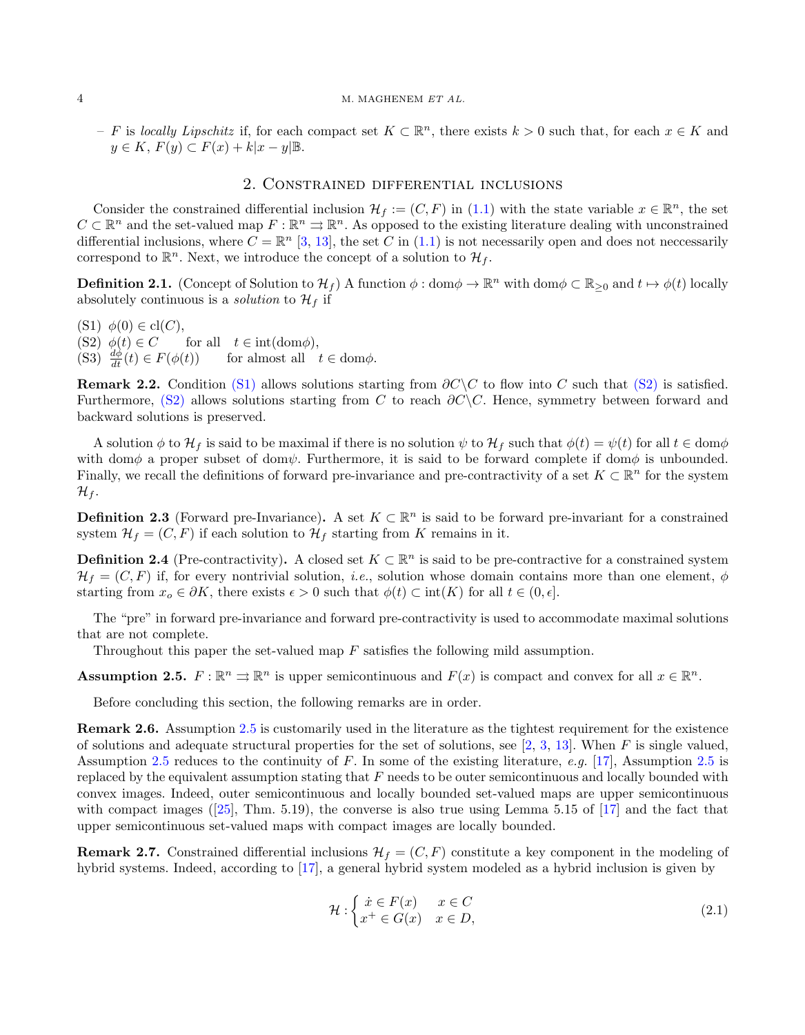– $F$ is *locally Lipschitz* if, for each compact set $K \subset \mathbb{R}^n$, there exists $k > 0$ such that, for each $x \in K$ and $y \in K$, $F(y) \subset F(x) + k|x - y|\mathbb{B}$.

## 2. Constrained differential inclusions

Consider the constrained differential inclusion $\mathcal{H}_f := (C, F)$ in (1.1) with the state variable $x \in \mathbb{R}^n$, the set $C \subset \mathbb{R}^n$ and the set-valued map $F : \mathbb{R}^n \rightrightarrows \mathbb{R}^n$. As opposed to the existing literature dealing with unconstrained differential inclusions, where $C = \mathbb{R}^n$ [3, 13], the set $C$ in (1.1) is not necessarily open and does not neccessarily correspond to $\mathbb{R}^n$. Next, we introduce the concept of a solution to $\mathcal{H}_f$.

**Definition 2.1.** (Concept of Solution to $\mathcal{H}_f$) A function $\phi : \text{dom}\phi \to \mathbb{R}^n$ with $\text{dom}\phi \subset \mathbb{R}_{\geq 0}$ and $t \mapsto \phi(t)$ locally absolutely continuous is a *solution* to $\mathcal{H}_f$ if

(S1) $\phi(0) \in \text{cl}(C)$,
(S2) $\phi(t) \in C \quad$ for all $\quad t \in \text{int}(\text{dom}\phi)$,
(S3) $\frac{d\phi}{dt}(t) \in F(\phi(t)) \quad$ for almost all $\quad t \in \text{dom}\phi$.

**Remark 2.2.** Condition (S1) allows solutions starting from $\partial C \backslash C$ to flow into $C$ such that (S2) is satisfied. Furthermore, (S2) allows solutions starting from $C$ to reach $\partial C \backslash C$. Hence, symmetry between forward and backward solutions is preserved.

A solution $\phi$ to $\mathcal{H}_f$ is said to be maximal if there is no solution $\psi$ to $\mathcal{H}_f$ such that $\phi(t) = \psi(t)$ for all $t \in \text{dom}\phi$ with $\text{dom}\phi$ a proper subset of $\text{dom}\psi$. Furthermore, it is said to be forward complete if $\text{dom}\phi$ is unbounded. Finally, we recall the definitions of forward pre-invariance and pre-contractivity of a set $K \subset \mathbb{R}^n$ for the system $\mathcal{H}_f$.

**Definition 2.3** (Forward pre-Invariance)**.** A set $K \subset \mathbb{R}^n$ is said to be forward pre-invariant for a constrained system $\mathcal{H}_f = (C, F)$ if each solution to $\mathcal{H}_f$ starting from $K$ remains in it.

**Definition 2.4** (Pre-contractivity)**.** A closed set $K \subset \mathbb{R}^n$ is said to be pre-contractive for a constrained system $\mathcal{H}_f = (C, F)$ if, for every nontrivial solution, *i.e.*, solution whose domain contains more than one element, $\phi$ starting from $x_o \in \partial K$, there exists $\epsilon > 0$ such that $\phi(t) \subset \text{int}(K)$ for all $t \in (0, \epsilon]$.

The "pre" in forward pre-invariance and forward pre-contractivity is used to accommodate maximal solutions that are not complete.

Throughout this paper the set-valued map $F$ satisfies the following mild assumption.

**Assumption 2.5.** $F : \mathbb{R}^n \rightrightarrows \mathbb{R}^n$ is upper semicontinuous and $F(x)$ is compact and convex for all $x \in \mathbb{R}^n$.

Before concluding this section, the following remarks are in order.

**Remark 2.6.** Assumption 2.5 is customarily used in the literature as the tightest requirement for the existence of solutions and adequate structural properties for the set of solutions, see [2, 3, 13]. When $F$ is single valued, Assumption 2.5 reduces to the continuity of $F$. In some of the existing literature, *e.g.* [17], Assumption 2.5 is replaced by the equivalent assumption stating that $F$ needs to be outer semicontinuous and locally bounded with convex images. Indeed, outer semicontinuous and locally bounded set-valued maps are upper semicontinuous with compact images ([25], Thm. 5.19), the converse is also true using Lemma 5.15 of [17] and the fact that upper semicontinuous set-valued maps with compact images are locally bounded.

**Remark 2.7.** Constrained differential inclusions $\mathcal{H}_f = (C, F)$ constitute a key component in the modeling of hybrid systems. Indeed, according to [17], a general hybrid system modeled as a hybrid inclusion is given by

$$\mathcal{H} : \begin{cases} \dot{x} \in F(x) & x \in C \\ x^+ \in G(x) & x \in D, \end{cases} \tag{2.1}$$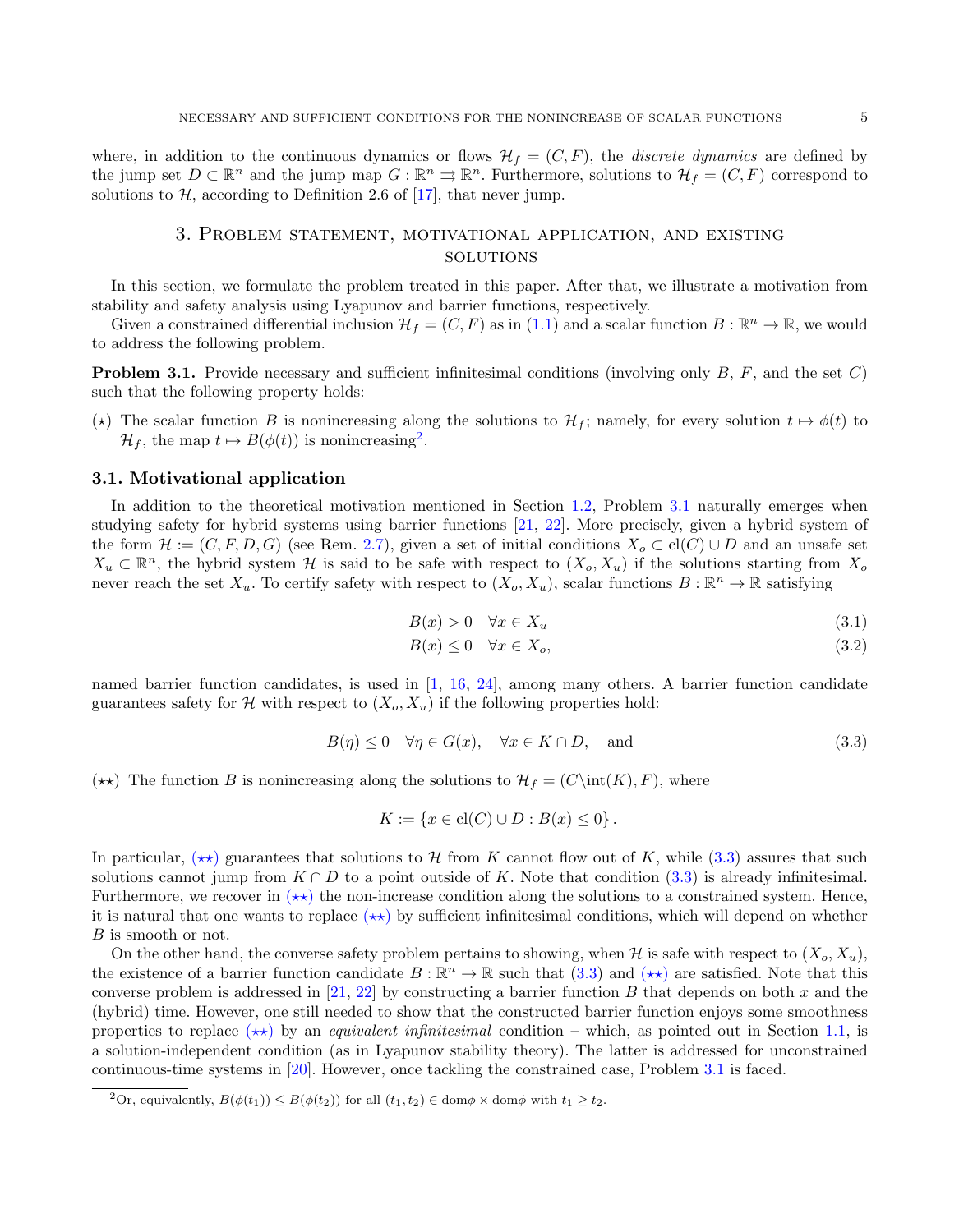where, in addition to the continuous dynamics or flows $\mathcal{H}_f = (C, F)$, the *discrete dynamics* are defined by the jump set $D \subset \mathbb{R}^n$ and the jump map $G : \mathbb{R}^n \rightrightarrows \mathbb{R}^n$. Furthermore, solutions to $\mathcal{H}_f = (C, F)$ correspond to solutions to $\mathcal{H}$, according to Definition 2.6 of [17], that never jump.

## 3. Problem statement, motivational application, and existing solutions

In this section, we formulate the problem treated in this paper. After that, we illustrate a motivation from stability and safety analysis using Lyapunov and barrier functions, respectively.

Given a constrained differential inclusion $\mathcal{H}_f = (C, F)$ as in (1.1) and a scalar function $B : \mathbb{R}^n \to \mathbb{R}$, we would to address the following problem.

**Problem 3.1.** Provide necessary and sufficient infinitesimal conditions (involving only $B$, $F$, and the set $C$) such that the following property holds:

($\star$) The scalar function $B$ is nonincreasing along the solutions to $\mathcal{H}_f$; namely, for every solution $t \mapsto \phi(t)$ to $\mathcal{H}_f$, the map $t \mapsto B(\phi(t))$ is nonincreasing[2].

### 3.1. Motivational application

In addition to the theoretical motivation mentioned in Section 1.2, Problem 3.1 naturally emerges when studying safety for hybrid systems using barrier functions [21, 22]. More precisely, given a hybrid system of the form $\mathcal{H} := (C, F, D, G)$ (see Rem. 2.7), given a set of initial conditions $X_o \subset \mathrm{cl}(C) \cup D$ and an unsafe set $X_u \subset \mathbb{R}^n$, the hybrid system $\mathcal{H}$ is said to be safe with respect to $(X_o, X_u)$ if the solutions starting from $X_o$ never reach the set $X_u$. To certify safety with respect to $(X_o, X_u)$, scalar functions $B : \mathbb{R}^n \to \mathbb{R}$ satisfying

$$B(x) > 0 \quad \forall x \in X_u \tag{3.1}$$

$$B(x) \leq 0 \quad \forall x \in X_o, \tag{3.2}$$

named barrier function candidates, is used in [1, 16, 24], among many others. A barrier function candidate guarantees safety for $\mathcal{H}$ with respect to $(X_o, X_u)$ if the following properties hold:

$$B(\eta) \leq 0 \quad \forall \eta \in G(x), \quad \forall x \in K \cap D, \quad \text{and} \tag{3.3}$$

($\star\star$) The function $B$ is nonincreasing along the solutions to $\mathcal{H}_f = (C \backslash \mathrm{int}(K), F)$, where

$$K := \{x \in \mathrm{cl}(C) \cup D : B(x) \leq 0\}.$$

In particular, ($\star\star$) guarantees that solutions to $\mathcal{H}$ from $K$ cannot flow out of $K$, while (3.3) assures that such solutions cannot jump from $K \cap D$ to a point outside of $K$. Note that condition (3.3) is already infinitesimal. Furthermore, we recover in ($\star\star$) the non-increase condition along the solutions to a constrained system. Hence, it is natural that one wants to replace ($\star\star$) by sufficient infinitesimal conditions, which will depend on whether $B$ is smooth or not.

On the other hand, the converse safety problem pertains to showing, when $\mathcal{H}$ is safe with respect to $(X_o, X_u)$, the existence of a barrier function candidate $B : \mathbb{R}^n \to \mathbb{R}$ such that (3.3) and ($\star\star$) are satisfied. Note that this converse problem is addressed in [21, 22] by constructing a barrier function $B$ that depends on both $x$ and the (hybrid) time. However, one still needed to show that the constructed barrier function enjoys some smoothness properties to replace ($\star\star$) by an *equivalent infinitesimal* condition – which, as pointed out in Section 1.1, is a solution-independent condition (as in Lyapunov stability theory). The latter is addressed for unconstrained continuous-time systems in [20]. However, once tackling the constrained case, Problem 3.1 is faced.

---

[2] Or, equivalently, $B(\phi(t_1)) \leq B(\phi(t_2))$ for all $(t_1, t_2) \in \mathrm{dom}\phi \times \mathrm{dom}\phi$ with $t_1 \geq t_2$.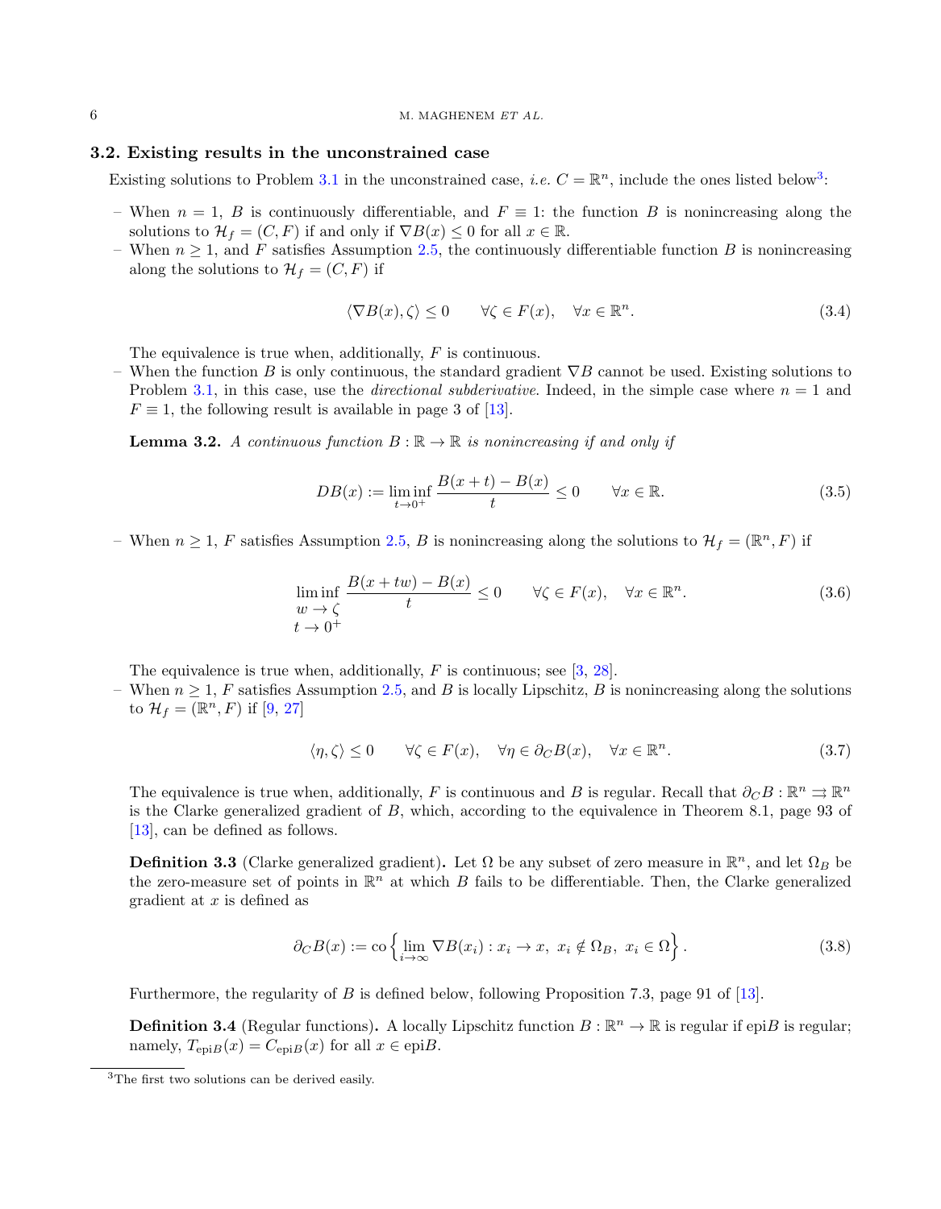### 3.2. Existing results in the unconstrained case

Existing solutions to Problem 3.1 in the unconstrained case, *i.e.* $C = \mathbb{R}^n$, include the ones listed below[3]:

- When $n = 1$, $B$ is continuously differentiable, and $F \equiv 1$: the function $B$ is nonincreasing along the solutions to $\mathcal{H}_f = (C, F)$ if and only if $\nabla B(x) \leq 0$ for all $x \in \mathbb{R}$.
- When $n \geq 1$, and $F$ satisfies Assumption 2.5, the continuously differentiable function $B$ is nonincreasing along the solutions to $\mathcal{H}_f = (C, F)$ if

$$\langle \nabla B(x), \zeta \rangle \leq 0 \qquad \forall \zeta \in F(x), \quad \forall x \in \mathbb{R}^n. \tag{3.4}$$

  The equivalence is true when, additionally, $F$ is continuous.
- When the function $B$ is only continuous, the standard gradient $\nabla B$ cannot be used. Existing solutions to Problem 3.1, in this case, use the *directional subderivative*. Indeed, in the simple case where $n = 1$ and $F \equiv 1$, the following result is available in page 3 of [13].

**Lemma 3.2.** *A continuous function $B : \mathbb{R} \to \mathbb{R}$ is nonincreasing if and only if*

$$DB(x) := \liminf_{t \to 0^+} \frac{B(x+t) - B(x)}{t} \leq 0 \qquad \forall x \in \mathbb{R}. \tag{3.5}$$

- When $n \geq 1$, $F$ satisfies Assumption 2.5, $B$ is nonincreasing along the solutions to $\mathcal{H}_f = (\mathbb{R}^n, F)$ if

$$\liminf_{\substack{w \to \zeta \\ t \to 0^+}} \frac{B(x + tw) - B(x)}{t} \leq 0 \qquad \forall \zeta \in F(x), \quad \forall x \in \mathbb{R}^n. \tag{3.6}$$

  The equivalence is true when, additionally, $F$ is continuous; see [3, 28].
- When $n \geq 1$, $F$ satisfies Assumption 2.5, and $B$ is locally Lipschitz, $B$ is nonincreasing along the solutions to $\mathcal{H}_f = (\mathbb{R}^n, F)$ if [9, 27]

$$\langle \eta, \zeta \rangle \leq 0 \qquad \forall \zeta \in F(x), \quad \forall \eta \in \partial_C B(x), \quad \forall x \in \mathbb{R}^n. \tag{3.7}$$

  The equivalence is true when, additionally, $F$ is continuous and $B$ is regular. Recall that $\partial_C B : \mathbb{R}^n \rightrightarrows \mathbb{R}^n$ is the Clarke generalized gradient of $B$, which, according to the equivalence in Theorem 8.1, page 93 of [13], can be defined as follows.

**Definition 3.3** (Clarke generalized gradient)**.** Let $\Omega$ be any subset of zero measure in $\mathbb{R}^n$, and let $\Omega_B$ be the zero-measure set of points in $\mathbb{R}^n$ at which $B$ fails to be differentiable. Then, the Clarke generalized gradient at $x$ is defined as

$$\partial_C B(x) := \text{co} \left\{ \lim_{i \to \infty} \nabla B(x_i) : x_i \to x, \ x_i \notin \Omega_B, \ x_i \in \Omega \right\}. \tag{3.8}$$

Furthermore, the regularity of $B$ is defined below, following Proposition 7.3, page 91 of [13].

**Definition 3.4** (Regular functions)**.** A locally Lipschitz function $B : \mathbb{R}^n \to \mathbb{R}$ is regular if epi$B$ is regular; namely, $T_{\text{epi}B}(x) = C_{\text{epi}B}(x)$ for all $x \in \text{epi}B$.

---

[3] The first two solutions can be derived easily.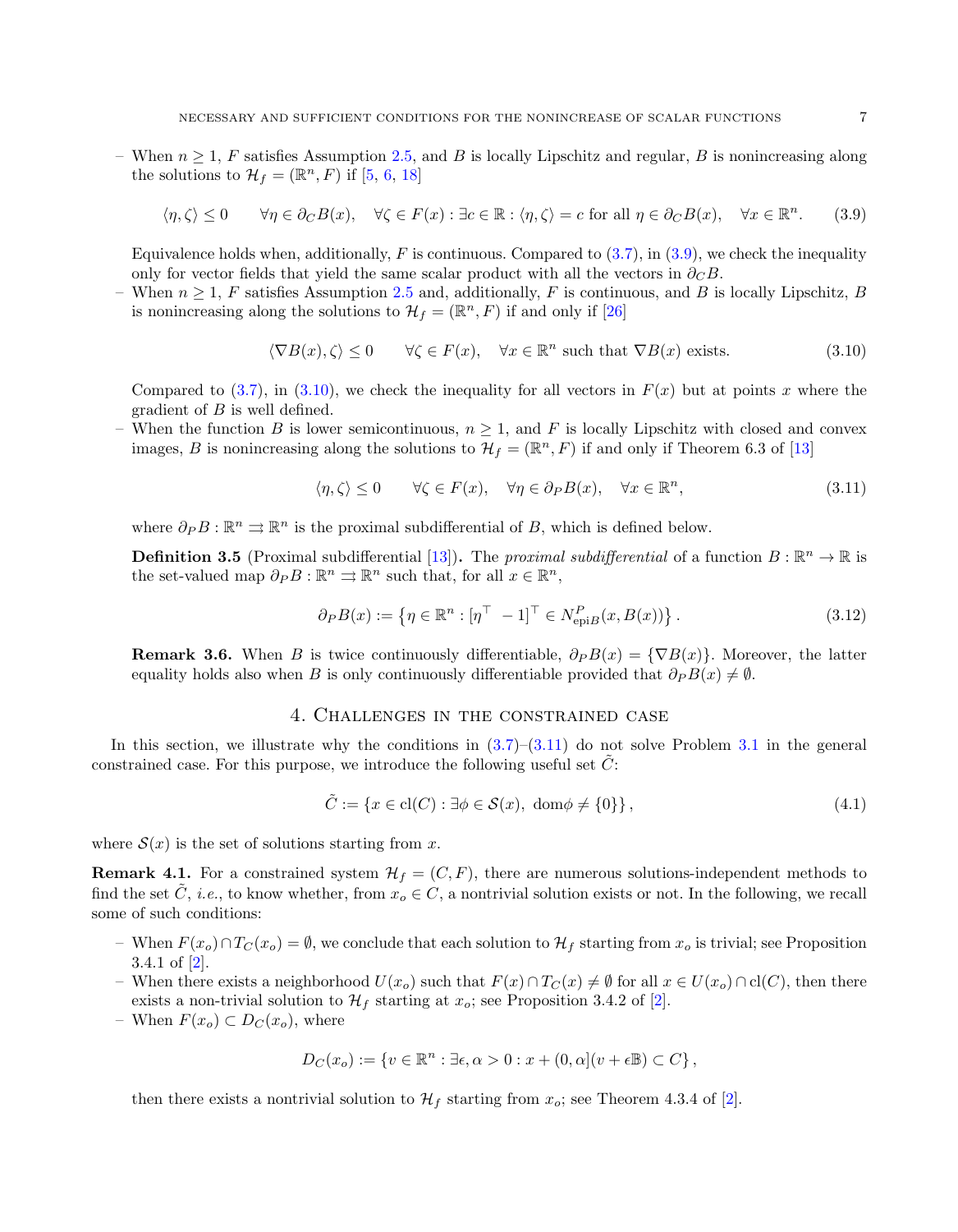– When $n \geq 1$, $F$ satisfies Assumption 2.5, and $B$ is locally Lipschitz and regular, $B$ is nonincreasing along the solutions to $\mathcal{H}_f = (\mathbb{R}^n, F)$ if [5, 6, 18]

$$\langle \eta, \zeta \rangle \leq 0 \qquad \forall \eta \in \partial_C B(x), \quad \forall \zeta \in F(x) : \exists c \in \mathbb{R} : \langle \eta, \zeta \rangle = c \text{ for all } \eta \in \partial_C B(x), \quad \forall x \in \mathbb{R}^n. \tag{3.9}$$

Equivalence holds when, additionally, $F$ is continuous. Compared to (3.7), in (3.9), we check the inequality only for vector fields that yield the same scalar product with all the vectors in $\partial_C B$.

– When $n \geq 1$, $F$ satisfies Assumption 2.5 and, additionally, $F$ is continuous, and $B$ is locally Lipschitz, $B$ is nonincreasing along the solutions to $\mathcal{H}_f = (\mathbb{R}^n, F)$ if and only if [26]

$$\langle \nabla B(x), \zeta \rangle \leq 0 \qquad \forall \zeta \in F(x), \quad \forall x \in \mathbb{R}^n \text{ such that } \nabla B(x) \text{ exists.} \tag{3.10}$$

Compared to (3.7), in (3.10), we check the inequality for all vectors in $F(x)$ but at points $x$ where the gradient of $B$ is well defined.

– When the function $B$ is lower semicontinuous, $n \geq 1$, and $F$ is locally Lipschitz with closed and convex images, $B$ is nonincreasing along the solutions to $\mathcal{H}_f = (\mathbb{R}^n, F)$ if and only if Theorem 6.3 of [13]

$$\langle \eta, \zeta \rangle \leq 0 \qquad \forall \zeta \in F(x), \quad \forall \eta \in \partial_P B(x), \quad \forall x \in \mathbb{R}^n, \tag{3.11}$$

where $\partial_P B : \mathbb{R}^n \rightrightarrows \mathbb{R}^n$ is the proximal subdifferential of $B$, which is defined below.

**Definition 3.5** (Proximal subdifferential [13])**.** The *proximal subdifferential* of a function $B : \mathbb{R}^n \to \mathbb{R}$ is the set-valued map $\partial_P B : \mathbb{R}^n \rightrightarrows \mathbb{R}^n$ such that, for all $x \in \mathbb{R}^n$,

$$\partial_P B(x) := \left\{ \eta \in \mathbb{R}^n : [\eta^\top \ -1]^\top \in N^P_{\mathrm{epi}B}(x, B(x)) \right\}. \tag{3.12}$$

**Remark 3.6.** When $B$ is twice continuously differentiable, $\partial_P B(x) = \{\nabla B(x)\}$. Moreover, the latter equality holds also when $B$ is only continuously differentiable provided that $\partial_P B(x) \neq \emptyset$.

## 4. Challenges in the constrained case

In this section, we illustrate why the conditions in (3.7)–(3.11) do not solve Problem 3.1 in the general constrained case. For this purpose, we introduce the following useful set $\tilde{C}$:

$$\tilde{C} := \{x \in \mathrm{cl}(C) : \exists \phi \in \mathcal{S}(x), \ \mathrm{dom}\phi \neq \{0\}\}, \tag{4.1}$$

where $\mathcal{S}(x)$ is the set of solutions starting from $x$.

**Remark 4.1.** For a constrained system $\mathcal{H}_f = (C, F)$, there are numerous solutions-independent methods to find the set $\tilde{C}$, *i.e.*, to know whether, from $x_o \in C$, a nontrivial solution exists or not. In the following, we recall some of such conditions:

– When $F(x_o) \cap T_C(x_o) = \emptyset$, we conclude that each solution to $\mathcal{H}_f$ starting from $x_o$ is trivial; see Proposition 3.4.1 of [2].
– When there exists a neighborhood $U(x_o)$ such that $F(x) \cap T_C(x) \neq \emptyset$ for all $x \in U(x_o) \cap \mathrm{cl}(C)$, then there exists a non-trivial solution to $\mathcal{H}_f$ starting at $x_o$; see Proposition 3.4.2 of [2].
– When $F(x_o) \subset D_C(x_o)$, where

$$D_C(x_o) := \{v \in \mathbb{R}^n : \exists \epsilon, \alpha > 0 : x + (0, \alpha](v + \epsilon \mathbb{B}) \subset C\},$$

then there exists a nontrivial solution to $\mathcal{H}_f$ starting from $x_o$; see Theorem 4.3.4 of [2].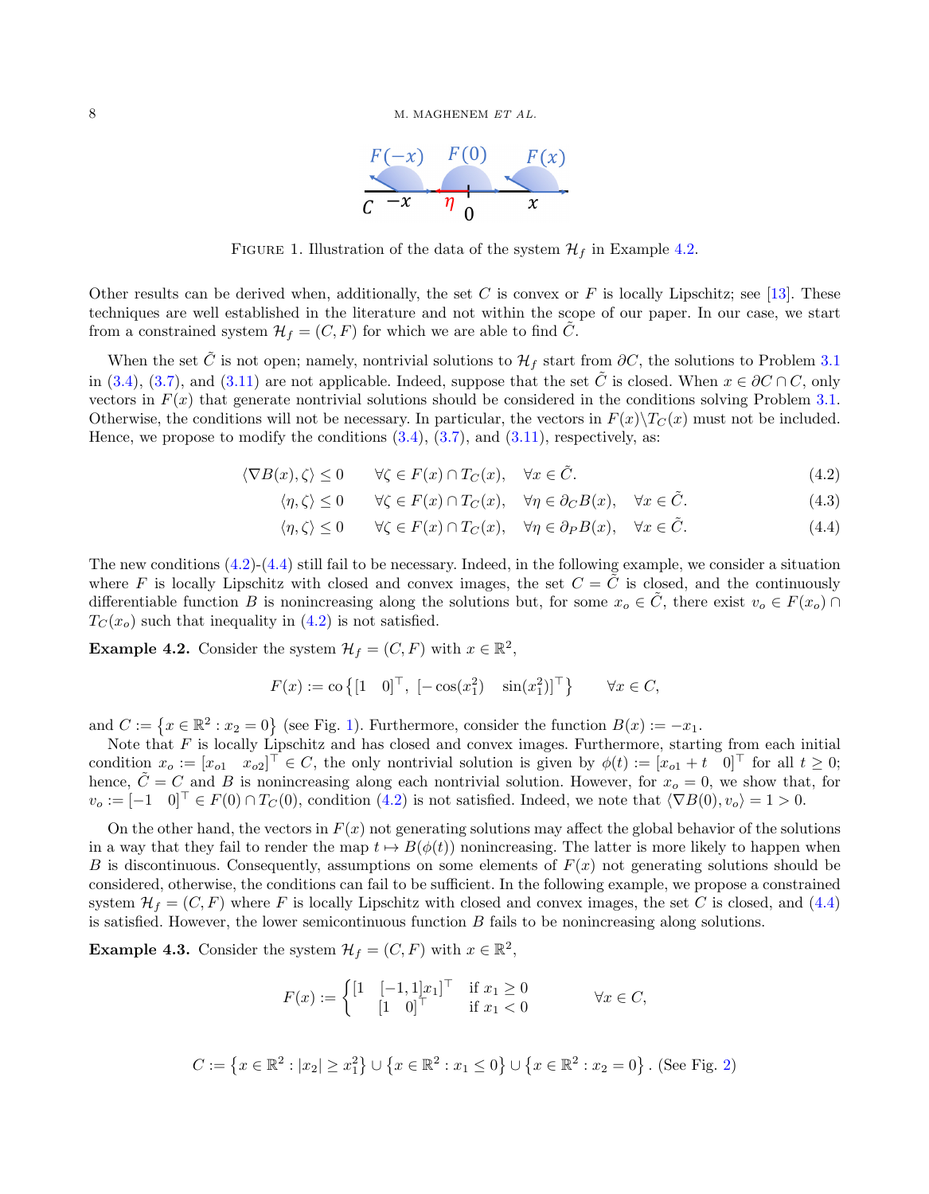FIGURE 1. Illustration of the data of the system $\mathcal{H}_f$ in Example 4.2.

Other results can be derived when, additionally, the set $C$ is convex or $F$ is locally Lipschitz; see [13]. These techniques are well established in the literature and not within the scope of our paper. In our case, we start from a constrained system $\mathcal{H}_f = (C, F)$ for which we are able to find $\tilde{C}$.

When the set $\tilde{C}$ is not open; namely, nontrivial solutions to $\mathcal{H}_f$ start from $\partial C$, the solutions to Problem 3.1 in (3.4), (3.7), and (3.11) are not applicable. Indeed, suppose that the set $\tilde{C}$ is closed. When $x \in \partial C \cap C$, only vectors in $F(x)$ that generate nontrivial solutions should be considered in the conditions solving Problem 3.1. Otherwise, the conditions will not be necessary. In particular, the vectors in $F(x) \backslash T_C(x)$ must not be included. Hence, we propose to modify the conditions (3.4), (3.7), and (3.11), respectively, as:

$$\langle \nabla B(x), \zeta \rangle \leq 0 \qquad \forall \zeta \in F(x) \cap T_C(x), \quad \forall x \in \tilde{C}. \tag{4.2}$$

$$\langle \eta, \zeta \rangle \leq 0 \qquad \forall \zeta \in F(x) \cap T_C(x), \quad \forall \eta \in \partial_C B(x), \quad \forall x \in \tilde{C}. \tag{4.3}$$

$$\langle \eta, \zeta \rangle \leq 0 \qquad \forall \zeta \in F(x) \cap T_C(x), \quad \forall \eta \in \partial_P B(x), \quad \forall x \in \tilde{C}. \tag{4.4}$$

The new conditions (4.2)-(4.4) still fail to be necessary. Indeed, in the following example, we consider a situation where $F$ is locally Lipschitz with closed and convex images, the set $C = \tilde{C}$ is closed, and the continuously differentiable function $B$ is nonincreasing along the solutions but, for some $x_o \in \tilde{C}$, there exist $v_o \in F(x_o) \cap T_C(x_o)$ such that inequality in (4.2) is not satisfied.

**Example 4.2.** Consider the system $\mathcal{H}_f = (C, F)$ with $x \in \mathbb{R}^2$,

$$F(x) := \text{co}\left\{ [1 \quad 0]^\top, \ [-\cos(x_1^2) \quad \sin(x_1^2)]^\top \right\} \qquad \forall x \in C,$$

and $C := \left\{ x \in \mathbb{R}^2 : x_2 = 0 \right\}$ (see Fig. 1). Furthermore, consider the function $B(x) := -x_1$.

Note that $F$ is locally Lipschitz and has closed and convex images. Furthermore, starting from each initial condition $x_o := [x_{o1} \quad x_{o2}]^\top \in C$, the only nontrivial solution is given by $\phi(t) := [x_{o1} + t \quad 0]^\top$ for all $t \geq 0$; hence, $\tilde{C} = C$ and $B$ is nonincreasing along each nontrivial solution. However, for $x_o = 0$, we show that, for $v_o := [-1 \quad 0]^\top \in F(0) \cap T_C(0)$, condition (4.2) is not satisfied. Indeed, we note that $\langle \nabla B(0), v_o \rangle = 1 > 0$.

On the other hand, the vectors in $F(x)$ not generating solutions may affect the global behavior of the solutions in a way that they fail to render the map $t \mapsto B(\phi(t))$ nonincreasing. The latter is more likely to happen when $B$ is discontinuous. Consequently, assumptions on some elements of $F(x)$ not generating solutions should be considered, otherwise, the conditions can fail to be sufficient. In the following example, we propose a constrained system $\mathcal{H}_f = (C, F)$ where $F$ is locally Lipschitz with closed and convex images, the set $C$ is closed, and (4.4) is satisfied. However, the lower semicontinuous function $B$ fails to be nonincreasing along solutions.

**Example 4.3.** Consider the system $\mathcal{H}_f = (C, F)$ with $x \in \mathbb{R}^2$,

$$F(x) := \begin{cases} [1 \quad [-1, 1]x_1]^\top & \text{if } x_1 \geq 0 \\ [1 \quad 0]^\top & \text{if } x_1 < 0 \end{cases} \qquad \forall x \in C,$$

$$C := \left\{ x \in \mathbb{R}^2 : |x_2| \geq x_1^2 \right\} \cup \left\{ x \in \mathbb{R}^2 : x_1 \leq 0 \right\} \cup \left\{ x \in \mathbb{R}^2 : x_2 = 0 \right\}. \text{ (See Fig. 2)}$$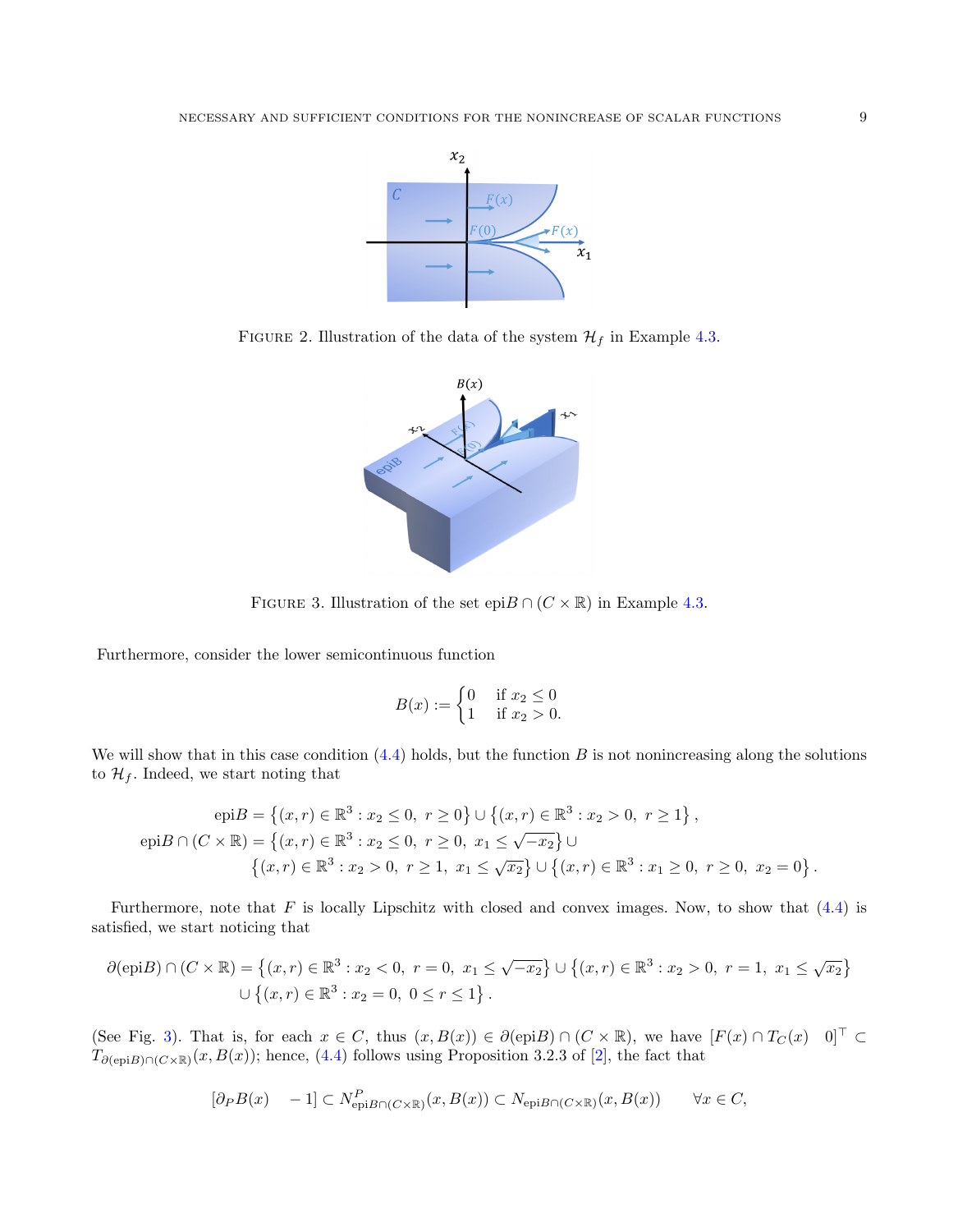FIGURE 2. Illustration of the data of the system $\mathcal{H}_f$ in Example 4.3.

FIGURE 3. Illustration of the set $\text{epi}B \cap (C \times \mathbb{R})$ in Example 4.3.

Furthermore, consider the lower semicontinuous function

$$B(x) := \begin{cases} 0 & \text{if } x_2 \leq 0 \\ 1 & \text{if } x_2 > 0. \end{cases}$$

We will show that in this case condition (4.4) holds, but the function $B$ is not nonincreasing along the solutions to $\mathcal{H}_f$. Indeed, we start noting that

$$\begin{aligned} \text{epi}B &= \left\{(x,r) \in \mathbb{R}^3 : x_2 \leq 0,\ r \geq 0\right\} \cup \left\{(x,r) \in \mathbb{R}^3 : x_2 > 0,\ r \geq 1\right\}, \\ \text{epi}B \cap (C \times \mathbb{R}) &= \left\{(x,r) \in \mathbb{R}^3 : x_2 \leq 0,\ r \geq 0,\ x_1 \leq \sqrt{-x_2}\right\} \cup \\ &\quad \left\{(x,r) \in \mathbb{R}^3 : x_2 > 0,\ r \geq 1,\ x_1 \leq \sqrt{x_2}\right\} \cup \left\{(x,r) \in \mathbb{R}^3 : x_1 \geq 0,\ r \geq 0,\ x_2 = 0\right\}. \end{aligned}$$

Furthermore, note that $F$ is locally Lipschitz with closed and convex images. Now, to show that (4.4) is satisfied, we start noticing that

$$\begin{aligned} \partial(\text{epi}B) \cap (C \times \mathbb{R}) = &\left\{(x,r) \in \mathbb{R}^3 : x_2 < 0,\ r = 0,\ x_1 \leq \sqrt{-x_2}\right\} \cup \left\{(x,r) \in \mathbb{R}^3 : x_2 > 0,\ r = 1,\ x_1 \leq \sqrt{x_2}\right\} \\ &\cup \left\{(x,r) \in \mathbb{R}^3 : x_2 = 0,\ 0 \leq r \leq 1\right\}. \end{aligned}$$

(See Fig. 3). That is, for each $x \in C$, thus $(x, B(x)) \in \partial(\text{epi}B) \cap (C \times \mathbb{R})$, we have $[F(x) \cap T_C(x) \quad 0]^\top \subset T_{\partial(\text{epi}B)\cap(C\times\mathbb{R})}(x, B(x))$; hence, (4.4) follows using Proposition 3.2.3 of [2], the fact that

$$[\partial_P B(x) \quad -1] \subset N^P_{\text{epi}B\cap(C\times\mathbb{R})}(x, B(x)) \subset N_{\text{epi}B\cap(C\times\mathbb{R})}(x, B(x)) \qquad \forall x \in C,$$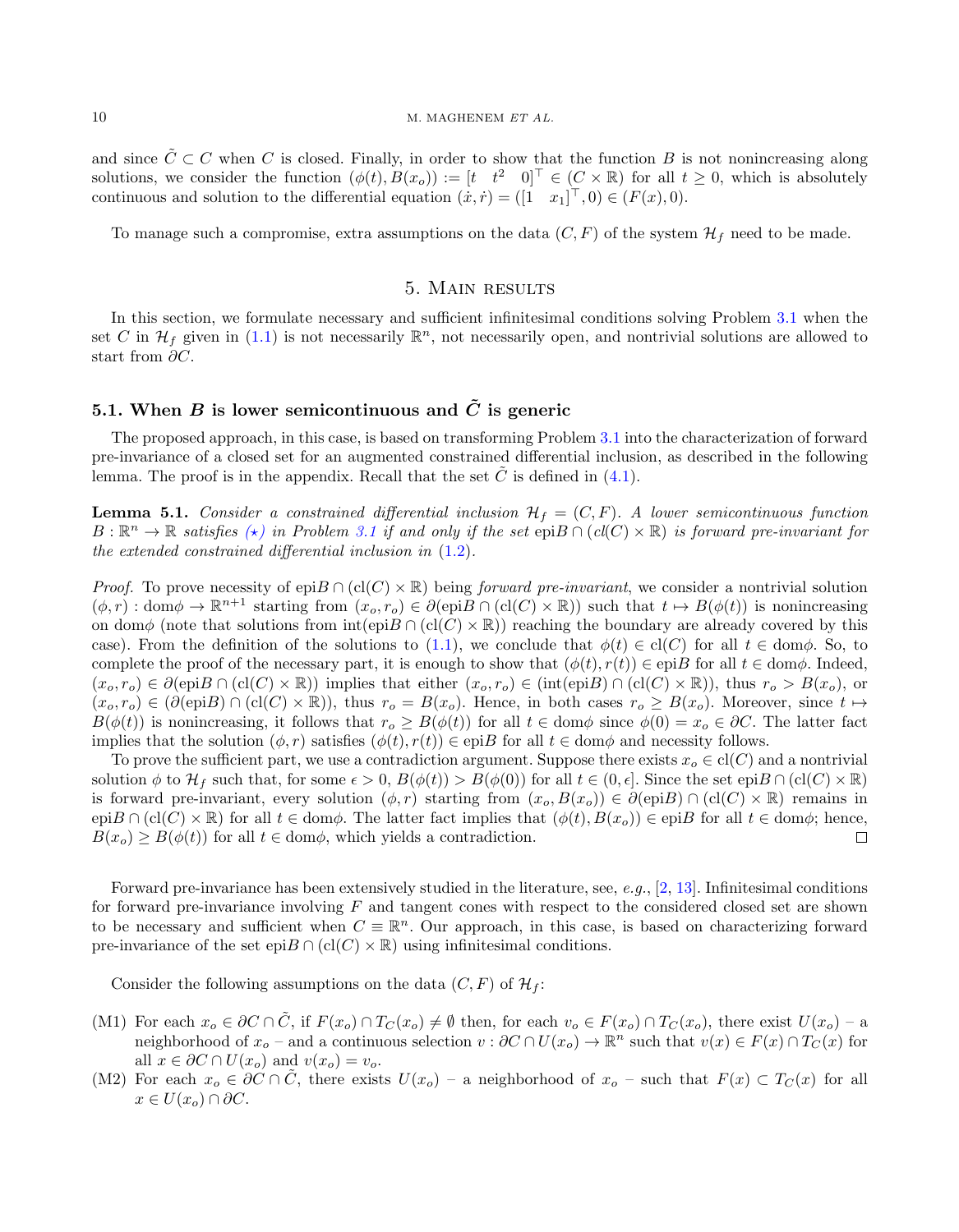and since $\tilde{C} \subset C$ when $C$ is closed. Finally, in order to show that the function $B$ is not nonincreasing along solutions, we consider the function $(\phi(t), B(x_o)) := [t \quad t^2 \quad 0]^\top \in (C \times \mathbb{R})$ for all $t \geq 0$, which is absolutely continuous and solution to the differential equation $(\dot{x}, \dot{r}) = ([1 \quad x_1]^\top, 0) \in (F(x), 0)$.

To manage such a compromise, extra assumptions on the data $(C, F)$ of the system $\mathcal{H}_f$ need to be made.

## 5. Main results

In this section, we formulate necessary and sufficient infinitesimal conditions solving Problem 3.1 when the set $C$ in $\mathcal{H}_f$ given in (1.1) is not necessarily $\mathbb{R}^n$, not necessarily open, and nontrivial solutions are allowed to start from $\partial C$.

### 5.1. When $B$ is lower semicontinuous and $\tilde{C}$ is generic

The proposed approach, in this case, is based on transforming Problem 3.1 into the characterization of forward pre-invariance of a closed set for an augmented constrained differential inclusion, as described in the following lemma. The proof is in the appendix. Recall that the set $\tilde{C}$ is defined in (4.1).

**Lemma 5.1.** *Consider a constrained differential inclusion $\mathcal{H}_f = (C, F)$. A lower semicontinuous function $B : \mathbb{R}^n \to \mathbb{R}$ satisfies ($\star$) in Problem 3.1 if and only if the set $\text{epi}B \cap (cl(C) \times \mathbb{R})$ is forward pre-invariant for the extended constrained differential inclusion in* (1.2).

*Proof.* To prove necessity of $\text{epi}B \cap (\text{cl}(C) \times \mathbb{R})$ being *forward pre-invariant*, we consider a nontrivial solution $(\phi, r) : \text{dom}\phi \to \mathbb{R}^{n+1}$ starting from $(x_o, r_o) \in \partial(\text{epi}B \cap (\text{cl}(C) \times \mathbb{R}))$ such that $t \mapsto B(\phi(t))$ is nonincreasing on $\text{dom}\phi$ (note that solutions from $\text{int}(\text{epi}B \cap (\text{cl}(C) \times \mathbb{R}))$ reaching the boundary are already covered by this case). From the definition of the solutions to (1.1), we conclude that $\phi(t) \in \text{cl}(C)$ for all $t \in \text{dom}\phi$. So, to complete the proof of the necessary part, it is enough to show that $(\phi(t), r(t)) \in \text{epi}B$ for all $t \in \text{dom}\phi$. Indeed, $(x_o, r_o) \in \partial(\text{epi}B \cap (\text{cl}(C) \times \mathbb{R}))$ implies that either $(x_o, r_o) \in (\text{int}(\text{epi}B) \cap (\text{cl}(C) \times \mathbb{R}))$, thus $r_o > B(x_o)$, or $(x_o, r_o) \in (\partial(\text{epi}B) \cap (\text{cl}(C) \times \mathbb{R}))$, thus $r_o = B(x_o)$. Hence, in both cases $r_o \geq B(x_o)$. Moreover, since $t \mapsto B(\phi(t))$ is nonincreasing, it follows that $r_o \geq B(\phi(t))$ for all $t \in \text{dom}\phi$ since $\phi(0) = x_o \in \partial C$. The latter fact implies that the solution $(\phi, r)$ satisfies $(\phi(t), r(t)) \in \text{epi}B$ for all $t \in \text{dom}\phi$ and necessity follows.

To prove the sufficient part, we use a contradiction argument. Suppose there exists $x_o \in \text{cl}(C)$ and a nontrivial solution $\phi$ to $\mathcal{H}_f$ such that, for some $\epsilon > 0$, $B(\phi(t)) > B(\phi(0))$ for all $t \in (0, \epsilon]$. Since the set $\text{epi}B \cap (\text{cl}(C) \times \mathbb{R})$ is forward pre-invariant, every solution $(\phi, r)$ starting from $(x_o, B(x_o)) \in \partial(\text{epi}B) \cap (\text{cl}(C) \times \mathbb{R})$ remains in $\text{epi}B \cap (\text{cl}(C) \times \mathbb{R})$ for all $t \in \text{dom}\phi$. The latter fact implies that $(\phi(t), B(x_o)) \in \text{epi}B$ for all $t \in \text{dom}\phi$; hence, $B(x_o) \geq B(\phi(t))$ for all $t \in \text{dom}\phi$, which yields a contradiction. $\square$

Forward pre-invariance has been extensively studied in the literature, see, *e.g.*, [2, 13]. Infinitesimal conditions for forward pre-invariance involving $F$ and tangent cones with respect to the considered closed set are shown to be necessary and sufficient when $C \equiv \mathbb{R}^n$. Our approach, in this case, is based on characterizing forward pre-invariance of the set $\text{epi}B \cap (\text{cl}(C) \times \mathbb{R})$ using infinitesimal conditions.

Consider the following assumptions on the data $(C, F)$ of $\mathcal{H}_f$:

(M1) For each $x_o \in \partial C \cap \tilde{C}$, if $F(x_o) \cap T_C(x_o) \neq \emptyset$ then, for each $v_o \in F(x_o) \cap T_C(x_o)$, there exist $U(x_o)$ – a neighborhood of $x_o$ – and a continuous selection $v : \partial C \cap U(x_o) \to \mathbb{R}^n$ such that $v(x) \in F(x) \cap T_C(x)$ for all $x \in \partial C \cap U(x_o)$ and $v(x_o) = v_o$.

(M2) For each $x_o \in \partial C \cap \tilde{C}$, there exists $U(x_o)$ – a neighborhood of $x_o$ – such that $F(x) \subset T_C(x)$ for all $x \in U(x_o) \cap \partial C$.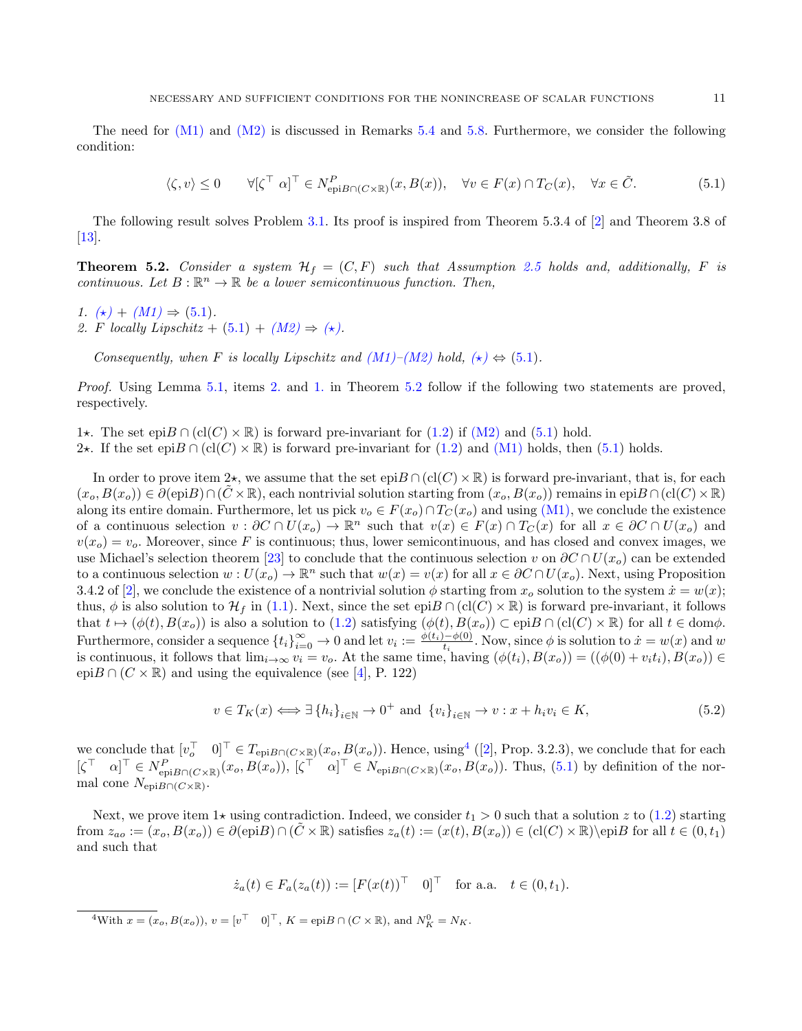The need for (M1) and (M2) is discussed in Remarks 5.4 and 5.8. Furthermore, we consider the following condition:

$$\langle \zeta, v \rangle \leq 0 \qquad \forall [\zeta^\top \;\; \alpha]^\top \in N^P_{\mathrm{epi}B \cap (C \times \mathbb{R})}(x, B(x)), \quad \forall v \in F(x) \cap T_C(x), \quad \forall x \in \tilde{C}. \tag{5.1}$$

The following result solves Problem 3.1. Its proof is inspired from Theorem 5.3.4 of [2] and Theorem 3.8 of [13].

**Theorem 5.2.** *Consider a system $\mathcal{H}_f = (C, F)$ such that Assumption 2.5 holds and, additionally, $F$ is continuous. Let $B : \mathbb{R}^n \to \mathbb{R}$ be a lower semicontinuous function. Then,*

1. *$(\star)$ + (M1) $\Rightarrow$ (5.1).*
2. *$F$ locally Lipschitz + (5.1) + (M2) $\Rightarrow$ $(\star)$.*

*Consequently, when $F$ is locally Lipschitz and (M1)–(M2) hold, $(\star) \Leftrightarrow$ (5.1).*

*Proof.* Using Lemma 5.1, items 2. and 1. in Theorem 5.2 follow if the following two statements are proved, respectively.

1$\star$. The set $\mathrm{epi}B \cap (\mathrm{cl}(C) \times \mathbb{R})$ is forward pre-invariant for (1.2) if (M2) and (5.1) hold.
2$\star$. If the set $\mathrm{epi}B \cap (\mathrm{cl}(C) \times \mathbb{R})$ is forward pre-invariant for (1.2) and (M1) holds, then (5.1) holds.

In order to prove item 2$\star$, we assume that the set $\mathrm{epi}B \cap (\mathrm{cl}(C) \times \mathbb{R})$ is forward pre-invariant, that is, for each $(x_o, B(x_o)) \in \partial(\mathrm{epi}B) \cap (\tilde{C} \times \mathbb{R})$, each nontrivial solution starting from $(x_o, B(x_o))$ remains in $\mathrm{epi}B \cap (\mathrm{cl}(C) \times \mathbb{R})$ along its entire domain. Furthermore, let us pick $v_o \in F(x_o) \cap T_C(x_o)$ and using (M1), we conclude the existence of a continuous selection $v : \partial C \cap U(x_o) \to \mathbb{R}^n$ such that $v(x) \in F(x) \cap T_C(x)$ for all $x \in \partial C \cap U(x_o)$ and $v(x_o) = v_o$. Moreover, since $F$ is continuous; thus, lower semicontinuous, and has closed and convex images, we use Michael's selection theorem [23] to conclude that the continuous selection $v$ on $\partial C \cap U(x_o)$ can be extended to a continuous selection $w : U(x_o) \to \mathbb{R}^n$ such that $w(x) = v(x)$ for all $x \in \partial C \cap U(x_o)$. Next, using Proposition 3.4.2 of [2], we conclude the existence of a nontrivial solution $\phi$ starting from $x_o$ solution to the system $\dot{x} = w(x)$; thus, $\phi$ is also solution to $\mathcal{H}_f$ in (1.1). Next, since the set $\mathrm{epi}B \cap (\mathrm{cl}(C) \times \mathbb{R})$ is forward pre-invariant, it follows that $t \mapsto (\phi(t), B(x_o))$ is also a solution to (1.2) satisfying $(\phi(t), B(x_o)) \subset \mathrm{epi}B \cap (\mathrm{cl}(C) \times \mathbb{R})$ for all $t \in \mathrm{dom}\phi$. Furthermore, consider a sequence $\{t_i\}_{i=0}^{\infty} \to 0$ and let $v_i := \frac{\phi(t_i) - \phi(0)}{t_i}$. Now, since $\phi$ is solution to $\dot{x} = w(x)$ and $w$ is continuous, it follows that $\lim_{i \to \infty} v_i = v_o$. At the same time, having $(\phi(t_i), B(x_o)) = ((\phi(0) + v_i t_i), B(x_o)) \in \mathrm{epi}B \cap (C \times \mathbb{R})$ and using the equivalence (see [4], P. 122)

$$v \in T_K(x) \Longleftrightarrow \exists \{h_i\}_{i \in \mathbb{N}} \to 0^+ \text{ and } \{v_i\}_{i \in \mathbb{N}} \to v : x + h_i v_i \in K, \tag{5.2}$$

we conclude that $[v_o^\top \;\; 0]^\top \in T_{\mathrm{epi}B \cap (C \times \mathbb{R})}(x_o, B(x_o))$. Hence, using[4] ([2], Prop. 3.2.3), we conclude that for each $[\zeta^\top \;\; \alpha]^\top \in N^P_{\mathrm{epi}B \cap (C \times \mathbb{R})}(x_o, B(x_o))$, $[\zeta^\top \;\; \alpha]^\top \in N_{\mathrm{epi}B \cap (C \times \mathbb{R})}(x_o, B(x_o))$. Thus, (5.1) by definition of the normal cone $N_{\mathrm{epi}B \cap (C \times \mathbb{R})}$.

Next, we prove item 1$\star$ using contradiction. Indeed, we consider $t_1 > 0$ such that a solution $z$ to (1.2) starting from $z_{ao} := (x_o, B(x_o)) \in \partial(\mathrm{epi}B) \cap (\tilde{C} \times \mathbb{R})$ satisfies $z_a(t) := (x(t), B(x_o)) \in (\mathrm{cl}(C) \times \mathbb{R}) \backslash \mathrm{epi}B$ for all $t \in (0, t_1)$ and such that

$$\dot{z}_a(t) \in F_a(z_a(t)) := [F(x(t))^\top \;\; 0]^\top \quad \text{for a.a.} \quad t \in (0, t_1).$$

[4] With $x = (x_o, B(x_o))$, $v = [v^\top \;\; 0]^\top$, $K = \mathrm{epi}B \cap (C \times \mathbb{R})$, and $N^0_K = N_K$.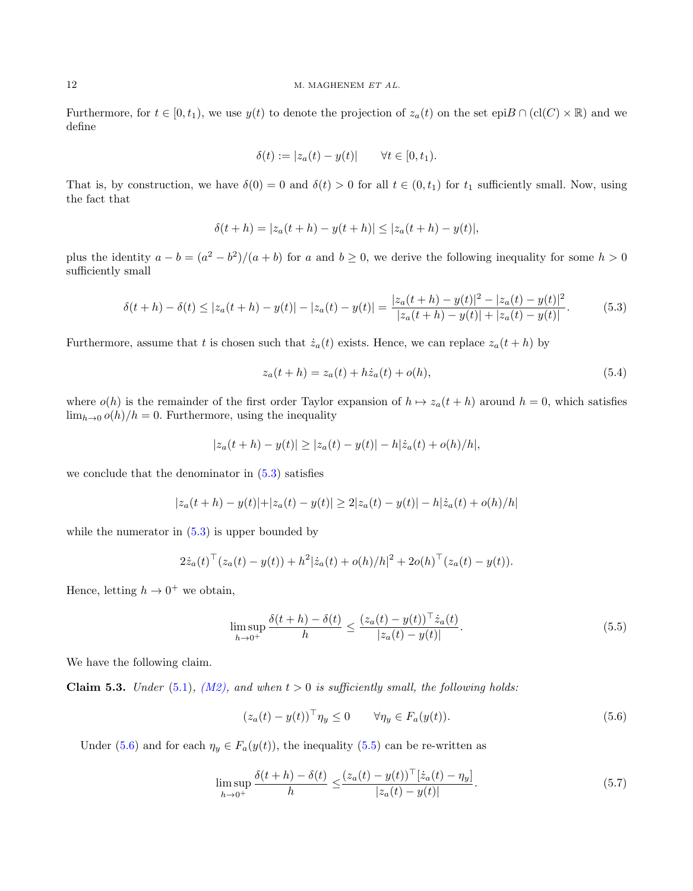Furthermore, for $t \in [0, t_1)$, we use $y(t)$ to denote the projection of $z_a(t)$ on the set $\text{epi}B \cap (\text{cl}(C) \times \mathbb{R})$ and we define

$$\delta(t) := |z_a(t) - y(t)| \qquad \forall t \in [0, t_1).$$

That is, by construction, we have $\delta(0) = 0$ and $\delta(t) > 0$ for all $t \in (0, t_1)$ for $t_1$ sufficiently small. Now, using the fact that

$$\delta(t + h) = |z_a(t + h) - y(t + h)| \leq |z_a(t + h) - y(t)|,$$

plus the identity $a - b = (a^2 - b^2)/(a + b)$ for $a$ and $b \geq 0$, we derive the following inequality for some $h > 0$ sufficiently small

$$\delta(t + h) - \delta(t) \leq |z_a(t + h) - y(t)| - |z_a(t) - y(t)| = \frac{|z_a(t + h) - y(t)|^2 - |z_a(t) - y(t)|^2}{|z_a(t + h) - y(t)| + |z_a(t) - y(t)|}. \tag{5.3}$$

Furthermore, assume that $t$ is chosen such that $\dot{z}_a(t)$ exists. Hence, we can replace $z_a(t + h)$ by

$$z_a(t + h) = z_a(t) + h\dot{z}_a(t) + o(h), \tag{5.4}$$

where $o(h)$ is the remainder of the first order Taylor expansion of $h \mapsto z_a(t + h)$ around $h = 0$, which satisfies $\lim_{h \to 0} o(h)/h = 0$. Furthermore, using the inequality

$$|z_a(t + h) - y(t)| \geq |z_a(t) - y(t)| - h|\dot{z}_a(t) + o(h)/h|,$$

we conclude that the denominator in (5.3) satisfies

$$|z_a(t + h) - y(t)| + |z_a(t) - y(t)| \geq 2|z_a(t) - y(t)| - h|\dot{z}_a(t) + o(h)/h|$$

while the numerator in (5.3) is upper bounded by

$$2\dot{z}_a(t)^\top (z_a(t) - y(t)) + h^2|\dot{z}_a(t) + o(h)/h|^2 + 2o(h)^\top (z_a(t) - y(t)).$$

Hence, letting $h \to 0^+$ we obtain,

$$\limsup_{h \to 0^+} \frac{\delta(t + h) - \delta(t)}{h} \leq \frac{(z_a(t) - y(t))^\top \dot{z}_a(t)}{|z_a(t) - y(t)|}. \tag{5.5}$$

We have the following claim.

**Claim 5.3.** *Under* (5.1)*, (M2), and when $t > 0$ is sufficiently small, the following holds:*

$$(z_a(t) - y(t))^\top \eta_y \leq 0 \qquad \forall \eta_y \in F_a(y(t)). \tag{5.6}$$

Under (5.6) and for each $\eta_y \in F_a(y(t))$, the inequality (5.5) can be re-written as

$$\limsup_{h \to 0^+} \frac{\delta(t + h) - \delta(t)}{h} \leq \frac{(z_a(t) - y(t))^\top [\dot{z}_a(t) - \eta_y]}{|z_a(t) - y(t)|}. \tag{5.7}$$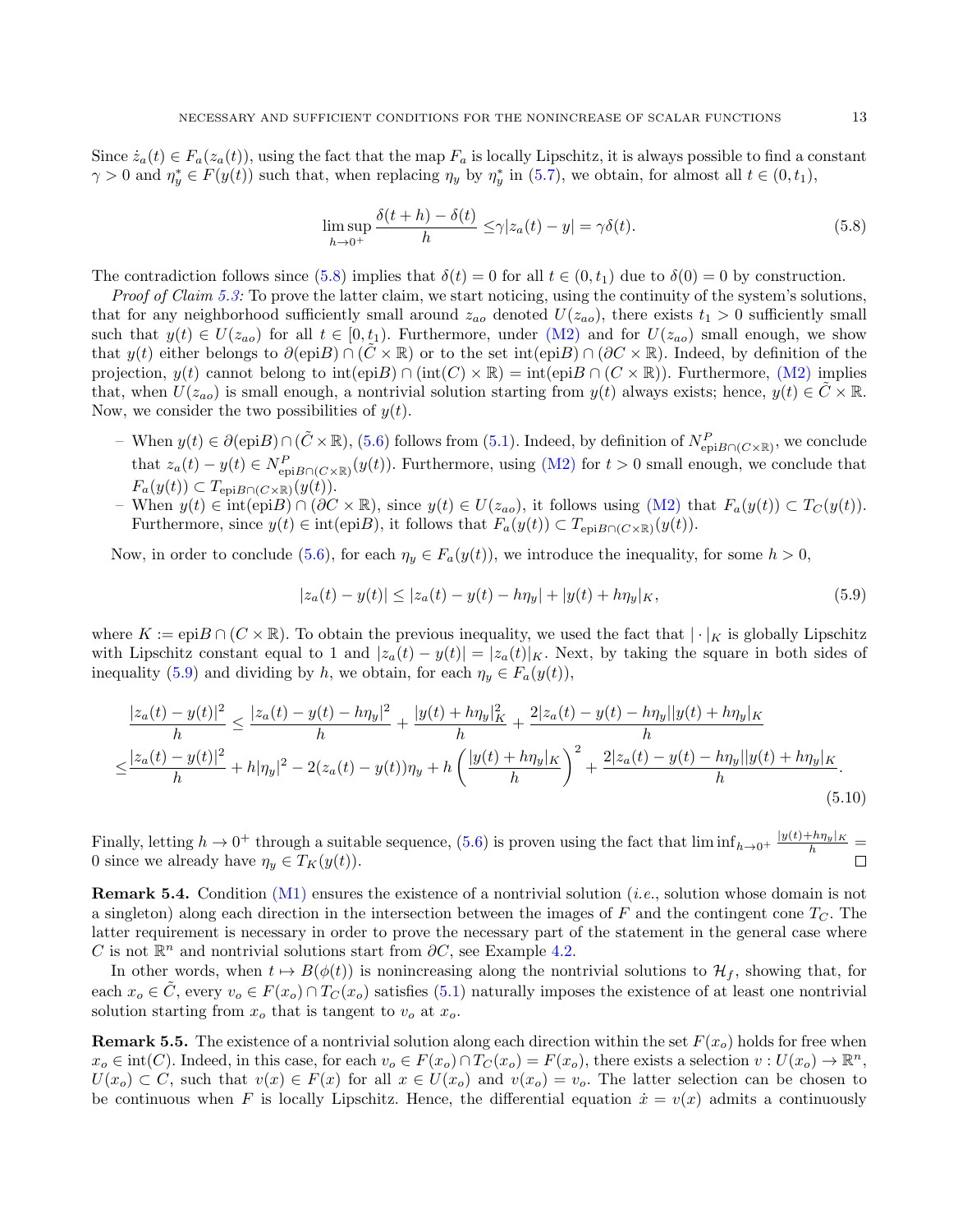Since $\dot{z}_a(t) \in F_a(z_a(t))$, using the fact that the map $F_a$ is locally Lipschitz, it is always possible to find a constant $\gamma > 0$ and $\eta_y^* \in F(y(t))$ such that, when replacing $\eta_y$ by $\eta_y^*$ in (5.7), we obtain, for almost all $t \in (0, t_1)$,

$$\limsup_{h \to 0^+} \frac{\delta(t+h) - \delta(t)}{h} \leq \gamma |z_a(t) - y| = \gamma \delta(t). \tag{5.8}$$

The contradiction follows since (5.8) implies that $\delta(t) = 0$ for all $t \in (0, t_1)$ due to $\delta(0) = 0$ by construction.

*Proof of Claim 5.3:* To prove the latter claim, we start noticing, using the continuity of the system's solutions, that for any neighborhood sufficiently small around $z_{ao}$ denoted $U(z_{ao})$, there exists $t_1 > 0$ sufficiently small such that $y(t) \in U(z_{ao})$ for all $t \in [0, t_1)$. Furthermore, under (M2) and for $U(z_{ao})$ small enough, we show that $y(t)$ either belongs to $\partial(\text{epi}B) \cap (\tilde{C} \times \mathbb{R})$ or to the set $\text{int}(\text{epi}B) \cap (\partial C \times \mathbb{R})$. Indeed, by definition of the projection, $y(t)$ cannot belong to $\text{int}(\text{epi}B) \cap (\text{int}(C) \times \mathbb{R}) = \text{int}(\text{epi}B \cap (C \times \mathbb{R}))$. Furthermore, (M2) implies that, when $U(z_{ao})$ is small enough, a nontrivial solution starting from $y(t)$ always exists; hence, $y(t) \in \tilde{C} \times \mathbb{R}$. Now, we consider the two possibilities of $y(t)$.

- When $y(t) \in \partial(\text{epi}B) \cap (\tilde{C} \times \mathbb{R})$, (5.6) follows from (5.1). Indeed, by definition of $N^P_{\text{epi}B \cap (C \times \mathbb{R})}$, we conclude that $z_a(t) - y(t) \in N^P_{\text{epi}B \cap (C \times \mathbb{R})}(y(t))$. Furthermore, using (M2) for $t > 0$ small enough, we conclude that $F_a(y(t)) \subset T_{\text{epi}B \cap (C \times \mathbb{R})}(y(t))$.
- When $y(t) \in \text{int}(\text{epi}B) \cap (\partial C \times \mathbb{R})$, since $y(t) \in U(z_{ao})$, it follows using (M2) that $F_a(y(t)) \subset T_C(y(t))$. Furthermore, since $y(t) \in \text{int}(\text{epi}B)$, it follows that $F_a(y(t)) \subset T_{\text{epi}B \cap (C \times \mathbb{R})}(y(t))$.

Now, in order to conclude (5.6), for each $\eta_y \in F_a(y(t))$, we introduce the inequality, for some $h > 0$,

$$|z_a(t) - y(t)| \leq |z_a(t) - y(t) - h\eta_y| + |y(t) + h\eta_y|_K, \tag{5.9}$$

where $K := \text{epi}B \cap (C \times \mathbb{R})$. To obtain the previous inequality, we used the fact that $|\cdot|_K$ is globally Lipschitz with Lipschitz constant equal to 1 and $|z_a(t) - y(t)| = |z_a(t)|_K$. Next, by taking the square in both sides of inequality (5.9) and dividing by $h$, we obtain, for each $\eta_y \in F_a(y(t))$,

$$\begin{aligned}
\frac{|z_a(t) - y(t)|^2}{h} &\leq \frac{|z_a(t) - y(t) - h\eta_y|^2}{h} + \frac{|y(t) + h\eta_y|_K^2}{h} + \frac{2|z_a(t) - y(t) - h\eta_y||y(t) + h\eta_y|_K}{h} \\
&\leq \frac{|z_a(t) - y(t)|^2}{h} + h|\eta_y|^2 - 2(z_a(t) - y(t))\eta_y + h\left(\frac{|y(t) + h\eta_y|_K}{h}\right)^2 + \frac{2|z_a(t) - y(t) - h\eta_y||y(t) + h\eta_y|_K}{h}.
\end{aligned} \tag{5.10}$$

Finally, letting $h \to 0^+$ through a suitable sequence, (5.6) is proven using the fact that $\liminf_{h \to 0^+} \frac{|y(t) + h\eta_y|_K}{h} = 0$ since we already have $\eta_y \in T_K(y(t))$. ◻

**Remark 5.4.** Condition (M1) ensures the existence of a nontrivial solution (*i.e.*, solution whose domain is not a singleton) along each direction in the intersection between the images of $F$ and the contingent cone $T_C$. The latter requirement is necessary in order to prove the necessary part of the statement in the general case where $C$ is not $\mathbb{R}^n$ and nontrivial solutions start from $\partial C$, see Example 4.2.

In other words, when $t \mapsto B(\phi(t))$ is nonincreasing along the nontrivial solutions to $\mathcal{H}_f$, showing that, for each $x_o \in \tilde{C}$, every $v_o \in F(x_o) \cap T_C(x_o)$ satisfies (5.1) naturally imposes the existence of at least one nontrivial solution starting from $x_o$ that is tangent to $v_o$ at $x_o$.

**Remark 5.5.** The existence of a nontrivial solution along each direction within the set $F(x_o)$ holds for free when $x_o \in \text{int}(C)$. Indeed, in this case, for each $v_o \in F(x_o) \cap T_C(x_o) = F(x_o)$, there exists a selection $v : U(x_o) \to \mathbb{R}^n$, $U(x_o) \subset C$, such that $v(x) \in F(x)$ for all $x \in U(x_o)$ and $v(x_o) = v_o$. The latter selection can be chosen to be continuous when $F$ is locally Lipschitz. Hence, the differential equation $\dot{x} = v(x)$ admits a continuously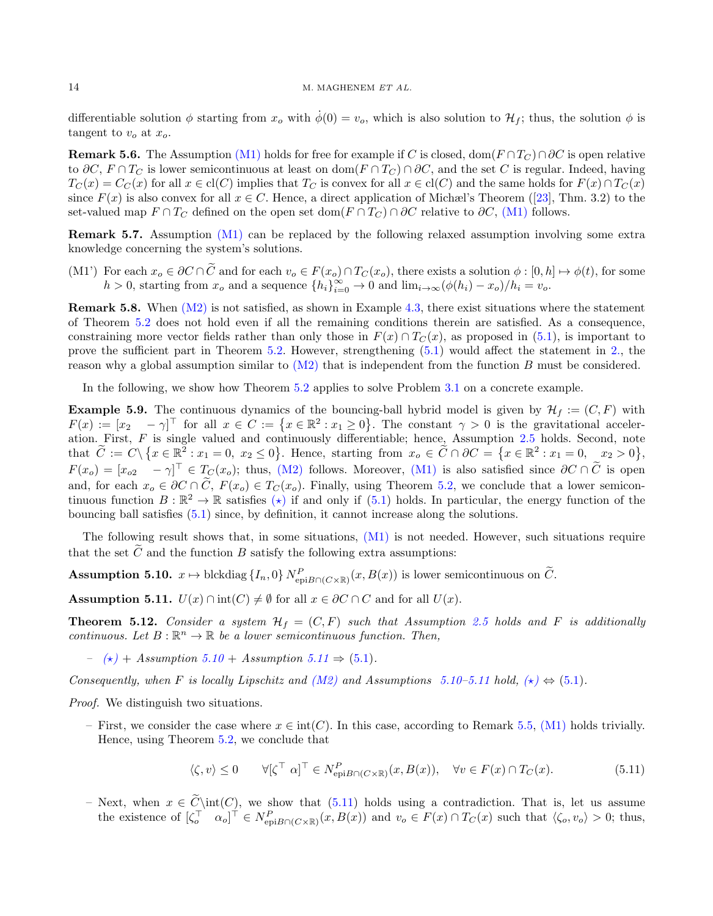differentiable solution $\phi$ starting from $x_o$ with $\dot{\phi}(0) = v_o$, which is also solution to $\mathcal{H}_f$; thus, the solution $\phi$ is tangent to $v_o$ at $x_o$.

**Remark 5.6.** The Assumption (M1) holds for free for example if $C$ is closed, $\mathrm{dom}(F \cap T_C) \cap \partial C$ is open relative to $\partial C$, $F \cap T_C$ is lower semicontinuous at least on $\mathrm{dom}(F \cap T_C) \cap \partial C$, and the set $C$ is regular. Indeed, having $T_C(x) = C_C(x)$ for all $x \in \mathrm{cl}(C)$ implies that $T_C$ is convex for all $x \in \mathrm{cl}(C)$ and the same holds for $F(x) \cap T_C(x)$ since $F(x)$ is also convex for all $x \in C$. Hence, a direct application of Michæl's Theorem ([23], Thm. 3.2) to the set-valued map $F \cap T_C$ defined on the open set $\mathrm{dom}(F \cap T_C) \cap \partial C$ relative to $\partial C$, (M1) follows.

**Remark 5.7.** Assumption (M1) can be replaced by the following relaxed assumption involving some extra knowledge concerning the system's solutions.

(M1') For each $x_o \in \partial C \cap \widetilde{C}$ and for each $v_o \in F(x_o) \cap T_C(x_o)$, there exists a solution $\phi : [0, h] \mapsto \phi(t)$, for some $h > 0$, starting from $x_o$ and a sequence $\{h_i\}_{i=0}^{\infty} \to 0$ and $\lim_{i \to \infty} (\phi(h_i) - x_o)/h_i = v_o$.

**Remark 5.8.** When (M2) is not satisfied, as shown in Example 4.3, there exist situations where the statement of Theorem 5.2 does not hold even if all the remaining conditions therein are satisfied. As a consequence, constraining more vector fields rather than only those in $F(x) \cap T_C(x)$, as proposed in (5.1), is important to prove the sufficient part in Theorem 5.2. However, strengthening (5.1) would affect the statement in 2., the reason why a global assumption similar to (M2) that is independent from the function $B$ must be considered.

In the following, we show how Theorem 5.2 applies to solve Problem 3.1 on a concrete example.

**Example 5.9.** The continuous dynamics of the bouncing-ball hybrid model is given by $\mathcal{H}_f := (C, F)$ with $F(x) := [x_2 \quad -\gamma]^\top$ for all $x \in C := \{x \in \mathbb{R}^2 : x_1 \geq 0\}$. The constant $\gamma > 0$ is the gravitational acceleration. First, $F$ is single valued and continuously differentiable; hence, Assumption 2.5 holds. Second, note that $\widetilde{C} := C \backslash \{x \in \mathbb{R}^2 : x_1 = 0,\ x_2 \leq 0\}$. Hence, starting from $x_o \in \widetilde{C} \cap \partial C = \{x \in \mathbb{R}^2 : x_1 = 0, \quad x_2 > 0\}$, $F(x_o) = [x_{o2} \quad -\gamma]^\top \in T_C(x_o)$; thus, (M2) follows. Moreover, (M1) is also satisfied since $\partial C \cap \widetilde{C}$ is open and, for each $x_o \in \partial C \cap \widetilde{C}$, $F(x_o) \in T_C(x_o)$. Finally, using Theorem 5.2, we conclude that a lower semicontinuous function $B : \mathbb{R}^2 \to \mathbb{R}$ satisfies $(\star)$ if and only if (5.1) holds. In particular, the energy function of the bouncing ball satisfies (5.1) since, by definition, it cannot increase along the solutions.

The following result shows that, in some situations, (M1) is not needed. However, such situations require that the set $\widetilde{C}$ and the function $B$ satisfy the following extra assumptions:

**Assumption 5.10.** $x \mapsto \mathrm{blckdiag}\{I_n, 0\}\, N^P_{\mathrm{epi} B \cap (C \times \mathbb{R})}(x, B(x))$ is lower semicontinuous on $\widetilde{C}$.

**Assumption 5.11.** $U(x) \cap \mathrm{int}(C) \neq \emptyset$ for all $x \in \partial C \cap C$ and for all $U(x)$.

**Theorem 5.12.** *Consider a system $\mathcal{H}_f = (C, F)$ such that Assumption 2.5 holds and $F$ is additionally continuous. Let $B : \mathbb{R}^n \to \mathbb{R}$ be a lower semicontinuous function. Then,*

– *$(\star)$ + Assumption 5.10 + Assumption 5.11 $\Rightarrow$ (5.1).*

*Consequently, when $F$ is locally Lipschitz and (M2) and Assumptions 5.10–5.11 hold, $(\star) \Leftrightarrow$ (5.1).*

*Proof.* We distinguish two situations.

– First, we consider the case where $x \in \mathrm{int}(C)$. In this case, according to Remark 5.5, (M1) holds trivially. Hence, using Theorem 5.2, we conclude that

$$\langle \zeta, v \rangle \leq 0 \qquad \forall [\zeta^\top \ \alpha]^\top \in N^P_{\mathrm{epi} B \cap (C \times \mathbb{R})}(x, B(x)), \quad \forall v \in F(x) \cap T_C(x). \tag{5.11}$$

– Next, when $x \in \widetilde{C} \backslash \mathrm{int}(C)$, we show that (5.11) holds using a contradiction. That is, let us assume the existence of $[\zeta_o^\top \quad \alpha_o]^\top \in N^P_{\mathrm{epi} B \cap (C \times \mathbb{R})}(x, B(x))$ and $v_o \in F(x) \cap T_C(x)$ such that $\langle \zeta_o, v_o \rangle > 0$; thus,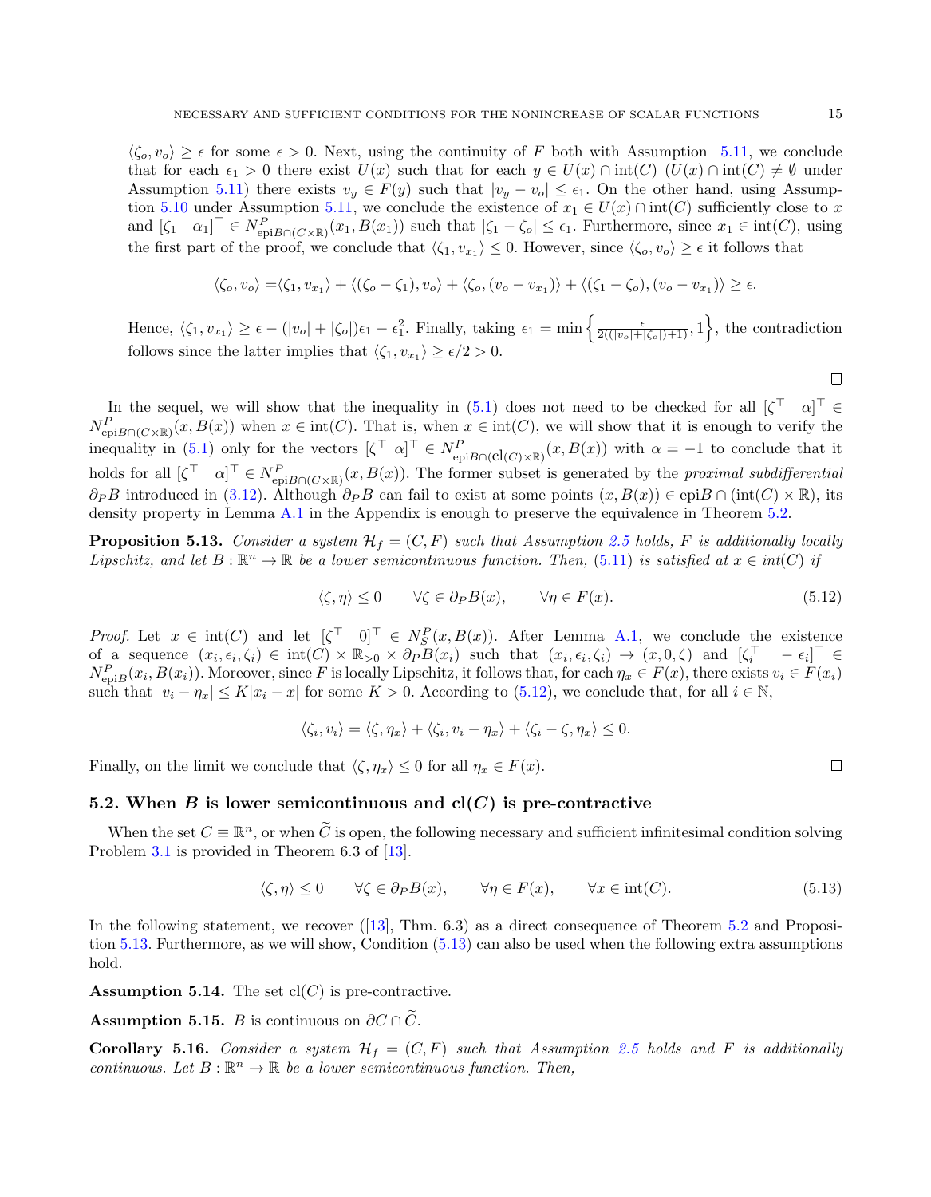$\langle \zeta_o, v_o \rangle \geq \epsilon$ for some $\epsilon > 0$. Next, using the continuity of $F$ both with Assumption 5.11, we conclude that for each $\epsilon_1 > 0$ there exist $U(x)$ such that for each $y \in U(x) \cap \text{int}(C)$ ($U(x) \cap \text{int}(C) \neq \emptyset$ under Assumption 5.11) there exists $v_y \in F(y)$ such that $|v_y - v_o| \leq \epsilon_1$. On the other hand, using Assumption 5.10 under Assumption 5.11, we conclude the existence of $x_1 \in U(x) \cap \text{int}(C)$ sufficiently close to $x$ and $[\zeta_1 \quad \alpha_1]^\top \in N^P_{\text{epi}B \cap (C \times \mathbb{R})}(x_1, B(x_1))$ such that $|\zeta_1 - \zeta_o| \leq \epsilon_1$. Furthermore, since $x_1 \in \text{int}(C)$, using the first part of the proof, we conclude that $\langle \zeta_1, v_{x_1} \rangle \leq 0$. However, since $\langle \zeta_o, v_o \rangle \geq \epsilon$ it follows that

$$\langle \zeta_o, v_o \rangle = \langle \zeta_1, v_{x_1} \rangle + \langle (\zeta_o - \zeta_1), v_o \rangle + \langle \zeta_o, (v_o - v_{x_1}) \rangle + \langle (\zeta_1 - \zeta_o), (v_o - v_{x_1}) \rangle \geq \epsilon.$$

Hence, $\langle \zeta_1, v_{x_1} \rangle \geq \epsilon - (|v_o| + |\zeta_o|)\epsilon_1 - \epsilon_1^2$. Finally, taking $\epsilon_1 = \min \left\{ \frac{\epsilon}{2((|v_o| + |\zeta_o|) + 1)}, 1 \right\}$, the contradiction follows since the latter implies that $\langle \zeta_1, v_{x_1} \rangle \geq \epsilon/2 > 0$. ∎

In the sequel, we will show that the inequality in (5.1) does not need to be checked for all $[\zeta^\top \quad \alpha]^\top \in N^P_{\text{epi}B \cap (C \times \mathbb{R})}(x, B(x))$ when $x \in \text{int}(C)$. That is, when $x \in \text{int}(C)$, we will show that it is enough to verify the inequality in (5.1) only for the vectors $[\zeta^\top \ \alpha]^\top \in N^P_{\text{epi}B \cap (\text{cl}(C) \times \mathbb{R})}(x, B(x))$ with $\alpha = -1$ to conclude that it holds for all $[\zeta^\top \quad \alpha]^\top \in N^P_{\text{epi}B \cap (C \times \mathbb{R})}(x, B(x))$. The former subset is generated by the *proximal subdifferential* $\partial_P B$ introduced in (3.12). Although $\partial_P B$ can fail to exist at some points $(x, B(x)) \in \text{epi}B \cap (\text{int}(C) \times \mathbb{R})$, its density property in Lemma A.1 in the Appendix is enough to preserve the equivalence in Theorem 5.2.

**Proposition 5.13.** *Consider a system $\mathcal{H}_f = (C, F)$ such that Assumption 2.5 holds, $F$ is additionally locally Lipschitz, and let $B : \mathbb{R}^n \to \mathbb{R}$ be a lower semicontinuous function. Then, (5.11) is satisfied at $x \in$ int$(C)$ if*

$$\langle \zeta, \eta \rangle \leq 0 \qquad \forall \zeta \in \partial_P B(x), \qquad \forall \eta \in F(x). \tag{5.12}$$

*Proof.* Let $x \in \text{int}(C)$ and let $[\zeta^\top \quad 0]^\top \in N^P_S(x, B(x))$. After Lemma A.1, we conclude the existence of a sequence $(x_i, \epsilon_i, \zeta_i) \in \text{int}(C) \times \mathbb{R}_{>0} \times \partial_P B(x_i)$ such that $(x_i, \epsilon_i, \zeta_i) \to (x, 0, \zeta)$ and $[\zeta_i^\top \quad -\epsilon_i]^\top \in N^P_{\text{epi}B}(x_i, B(x_i))$. Moreover, since $F$ is locally Lipschitz, it follows that, for each $\eta_x \in F(x)$, there exists $v_i \in F(x_i)$ such that $|v_i - \eta_x| \leq K|x_i - x|$ for some $K > 0$. According to (5.12), we conclude that, for all $i \in \mathbb{N}$,

$$\langle \zeta_i, v_i \rangle = \langle \zeta, \eta_x \rangle + \langle \zeta_i, v_i - \eta_x \rangle + \langle \zeta_i - \zeta, \eta_x \rangle \leq 0.$$

Finally, on the limit we conclude that $\langle \zeta, \eta_x \rangle \leq 0$ for all $\eta_x \in F(x)$. ∎

## 5.2. When $B$ is lower semicontinuous and cl$(C)$ is pre-contractive

When the set $C \equiv \mathbb{R}^n$, or when $\widetilde{C}$ is open, the following necessary and sufficient infinitesimal condition solving Problem 3.1 is provided in Theorem 6.3 of [13].

$$\langle \zeta, \eta \rangle \leq 0 \qquad \forall \zeta \in \partial_P B(x), \qquad \forall \eta \in F(x), \qquad \forall x \in \text{int}(C). \tag{5.13}$$

In the following statement, we recover ([13], Thm. 6.3) as a direct consequence of Theorem 5.2 and Proposition 5.13. Furthermore, as we will show, Condition (5.13) can also be used when the following extra assumptions hold.

**Assumption 5.14.** The set cl$(C)$ is pre-contractive.

**Assumption 5.15.** $B$ is continuous on $\partial C \cap \widetilde{C}$.

**Corollary 5.16.** *Consider a system $\mathcal{H}_f = (C, F)$ such that Assumption 2.5 holds and $F$ is additionally continuous. Let $B : \mathbb{R}^n \to \mathbb{R}$ be a lower semicontinuous function. Then,*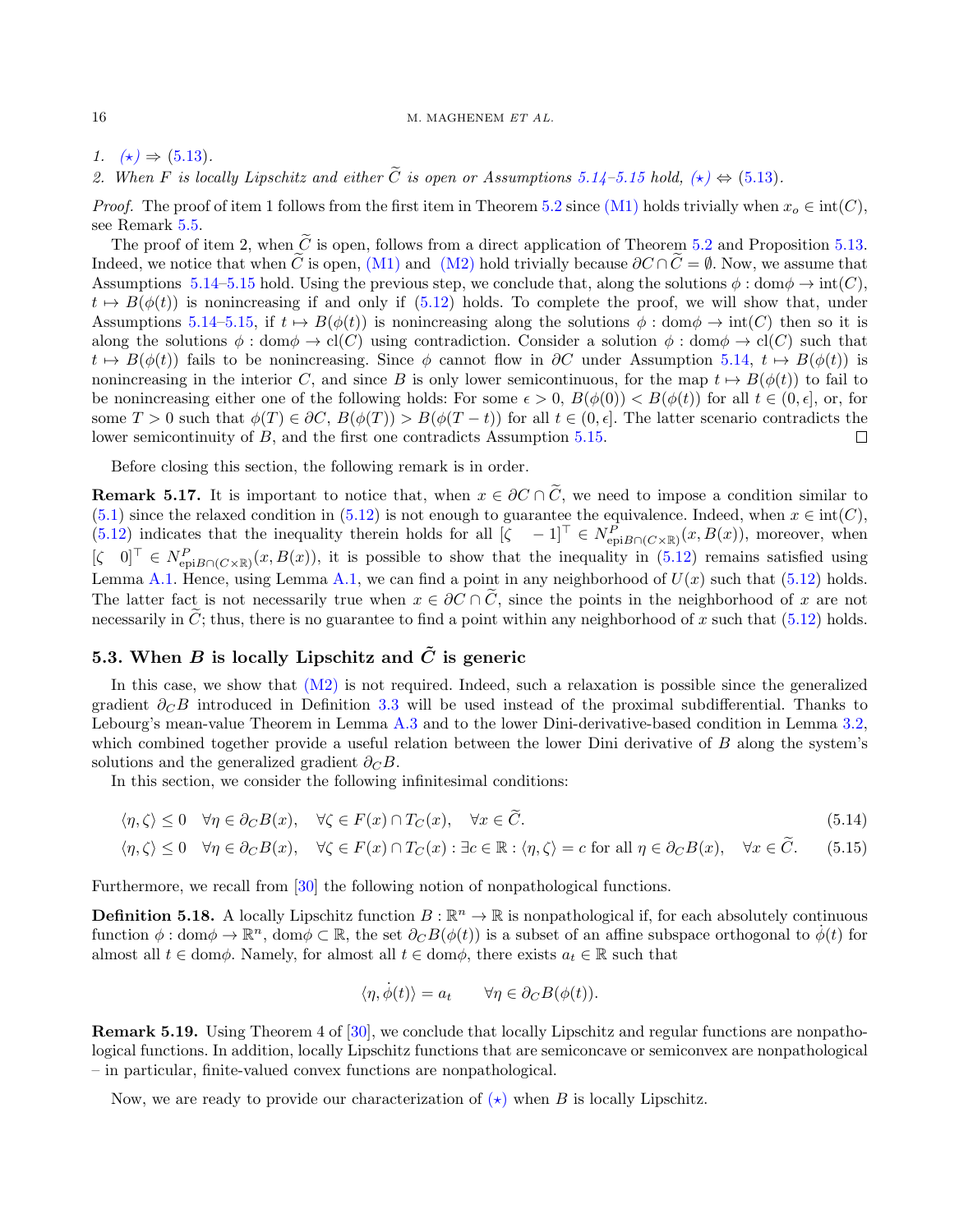1. $(\star) \Rightarrow$ (5.13).
2. *When $F$ is locally Lipschitz and either $\widetilde{C}$ is open or Assumptions 5.14–5.15 hold, $(\star) \Leftrightarrow$ (5.13).*

*Proof.* The proof of item 1 follows from the first item in Theorem 5.2 since (M1) holds trivially when $x_o \in \text{int}(C)$, see Remark 5.5.

The proof of item 2, when $\widetilde{C}$ is open, follows from a direct application of Theorem 5.2 and Proposition 5.13. Indeed, we notice that when $\widetilde{C}$ is open, (M1) and (M2) hold trivially because $\partial C \cap \widetilde{C} = \emptyset$. Now, we assume that Assumptions 5.14–5.15 hold. Using the previous step, we conclude that, along the solutions $\phi : \text{dom}\phi \to \text{int}(C)$, $t \mapsto B(\phi(t))$ is nonincreasing if and only if (5.12) holds. To complete the proof, we will show that, under Assumptions 5.14–5.15, if $t \mapsto B(\phi(t))$ is nonincreasing along the solutions $\phi : \text{dom}\phi \to \text{int}(C)$ then so it is along the solutions $\phi : \text{dom}\phi \to \text{cl}(C)$ using contradiction. Consider a solution $\phi : \text{dom}\phi \to \text{cl}(C)$ such that $t \mapsto B(\phi(t))$ fails to be nonincreasing. Since $\phi$ cannot flow in $\partial C$ under Assumption 5.14, $t \mapsto B(\phi(t))$ is nonincreasing in the interior $C$, and since $B$ is only lower semicontinuous, for the map $t \mapsto B(\phi(t))$ to fail to be nonincreasing either one of the following holds: For some $\epsilon > 0$, $B(\phi(0)) < B(\phi(t))$ for all $t \in (0, \epsilon]$, or, for some $T > 0$ such that $\phi(T) \in \partial C$, $B(\phi(T)) > B(\phi(T - t))$ for all $t \in (0, \epsilon]$. The latter scenario contradicts the lower semicontinuity of $B$, and the first one contradicts Assumption 5.15. ☐

Before closing this section, the following remark is in order.

**Remark 5.17.** It is important to notice that, when $x \in \partial C \cap \widetilde{C}$, we need to impose a condition similar to (5.1) since the relaxed condition in (5.12) is not enough to guarantee the equivalence. Indeed, when $x \in \text{int}(C)$, (5.12) indicates that the inequality therein holds for all $[\zeta \quad -1]^\top \in N^P_{\text{epi}B \cap (C \times \mathbb{R})}(x, B(x))$, moreover, when $[\zeta \quad 0]^\top \in N^P_{\text{epi}B \cap (C \times \mathbb{R})}(x, B(x))$, it is possible to show that the inequality in (5.12) remains satisfied using Lemma A.1. Hence, using Lemma A.1, we can find a point in any neighborhood of $U(x)$ such that (5.12) holds. The latter fact is not necessarily true when $x \in \partial C \cap \widetilde{C}$, since the points in the neighborhood of $x$ are not necessarily in $\widetilde{C}$; thus, there is no guarantee to find a point within any neighborhood of $x$ such that (5.12) holds.

### 5.3. When $B$ is locally Lipschitz and $\tilde{C}$ is generic

In this case, we show that (M2) is not required. Indeed, such a relaxation is possible since the generalized gradient $\partial_C B$ introduced in Definition 3.3 will be used instead of the proximal subdifferential. Thanks to Lebourg's mean-value Theorem in Lemma A.3 and to the lower Dini-derivative-based condition in Lemma 3.2, which combined together provide a useful relation between the lower Dini derivative of $B$ along the system's solutions and the generalized gradient $\partial_C B$.

In this section, we consider the following infinitesimal conditions:

$$\langle \eta, \zeta \rangle \leq 0 \quad \forall \eta \in \partial_C B(x), \quad \forall \zeta \in F(x) \cap T_C(x), \quad \forall x \in \widetilde{C}. \tag{5.14}$$

$$\langle \eta, \zeta \rangle \leq 0 \quad \forall \eta \in \partial_C B(x), \quad \forall \zeta \in F(x) \cap T_C(x) : \exists c \in \mathbb{R} : \langle \eta, \zeta \rangle = c \text{ for all } \eta \in \partial_C B(x), \quad \forall x \in \widetilde{C}. \tag{5.15}$$

Furthermore, we recall from [30] the following notion of nonpathological functions.

**Definition 5.18.** A locally Lipschitz function $B : \mathbb{R}^n \to \mathbb{R}$ is nonpathological if, for each absolutely continuous function $\phi : \text{dom}\phi \to \mathbb{R}^n$, $\text{dom}\phi \subset \mathbb{R}$, the set $\partial_C B(\phi(t))$ is a subset of an affine subspace orthogonal to $\dot{\phi}(t)$ for almost all $t \in \text{dom}\phi$. Namely, for almost all $t \in \text{dom}\phi$, there exists $a_t \in \mathbb{R}$ such that

$$\langle \eta, \dot{\phi}(t) \rangle = a_t \qquad \forall \eta \in \partial_C B(\phi(t)).$$

**Remark 5.19.** Using Theorem 4 of [30], we conclude that locally Lipschitz and regular functions are nonpathological functions. In addition, locally Lipschitz functions that are semiconcave or semiconvex are nonpathological – in particular, finite-valued convex functions are nonpathological.

Now, we are ready to provide our characterization of $(\star)$ when $B$ is locally Lipschitz.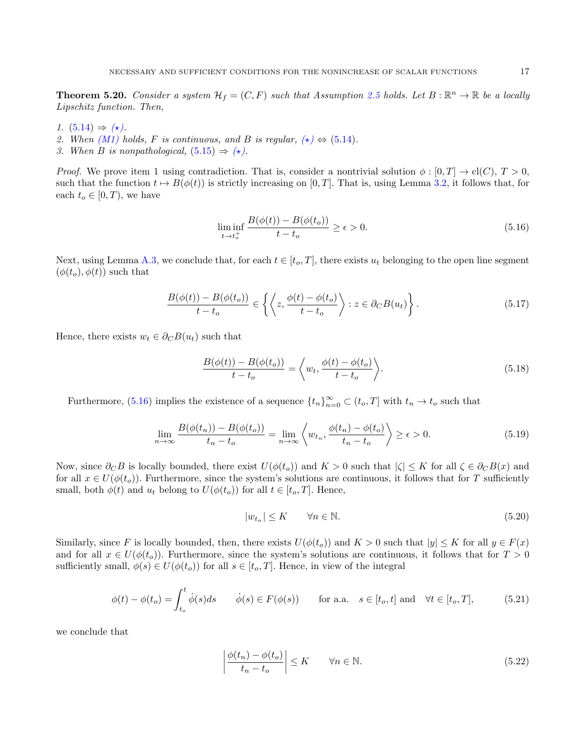**Theorem 5.20.** *Consider a system $\mathcal{H}_f = (C, F)$ such that Assumption 2.5 holds. Let $B : \mathbb{R}^n \to \mathbb{R}$ be a locally Lipschitz function. Then,*

1. *(5.14) $\Rightarrow$ ($\star$).*
2. *When (M1) holds, $F$ is continuous, and $B$ is regular, ($\star$) $\Leftrightarrow$ (5.14).*
3. *When $B$ is nonpathological, (5.15) $\Rightarrow$ ($\star$).*

*Proof.* We prove item 1 using contradiction. That is, consider a nontrivial solution $\phi : [0, T] \to \mathrm{cl}(C)$, $T > 0$, such that the function $t \mapsto B(\phi(t))$ is strictly increasing on $[0, T]$. That is, using Lemma 3.2, it follows that, for each $t_o \in [0, T)$, we have

$$\liminf_{t \to t_o^+} \frac{B(\phi(t)) - B(\phi(t_o))}{t - t_o} \geq \epsilon > 0. \tag{5.16}$$

Next, using Lemma A.3, we conclude that, for each $t \in [t_o, T]$, there exists $u_t$ belonging to the open line segment $(\phi(t_o), \phi(t))$ such that

$$\frac{B(\phi(t)) - B(\phi(t_o))}{t - t_o} \in \left\{ \left\langle z, \frac{\phi(t) - \phi(t_o)}{t - t_o} \right\rangle : z \in \partial_C B(u_t) \right\}. \tag{5.17}$$

Hence, there exists $w_t \in \partial_C B(u_t)$ such that

$$\frac{B(\phi(t)) - B(\phi(t_o))}{t - t_o} = \left\langle w_t, \frac{\phi(t) - \phi(t_o)}{t - t_o} \right\rangle. \tag{5.18}$$

Furthermore, (5.16) implies the existence of a sequence $\{t_n\}_{n=0}^{\infty} \subset (t_o, T]$ with $t_n \to t_o$ such that

$$\lim_{n \to \infty} \frac{B(\phi(t_n)) - B(\phi(t_o))}{t_n - t_o} = \lim_{n \to \infty} \left\langle w_{t_n}, \frac{\phi(t_n) - \phi(t_o)}{t_n - t_o} \right\rangle \geq \epsilon > 0. \tag{5.19}$$

Now, since $\partial_C B$ is locally bounded, there exist $U(\phi(t_o))$ and $K > 0$ such that $|\zeta| \leq K$ for all $\zeta \in \partial_C B(x)$ and for all $x \in U(\phi(t_o))$. Furthermore, since the system's solutions are continuous, it follows that for $T$ sufficiently small, both $\phi(t)$ and $u_t$ belong to $U(\phi(t_o))$ for all $t \in [t_o, T]$. Hence,

$$|w_{t_n}| \leq K \qquad \forall n \in \mathbb{N}. \tag{5.20}$$

Similarly, since $F$ is locally bounded, then, there exists $U(\phi(t_o))$ and $K > 0$ such that $|y| \leq K$ for all $y \in F(x)$ and for all $x \in U(\phi(t_o))$. Furthermore, since the system's solutions are continuous, it follows that for $T > 0$ sufficiently small, $\phi(s) \in U(\phi(t_o))$ for all $s \in [t_o, T]$. Hence, in view of the integral

$$\phi(t) - \phi(t_o) = \int_{t_o}^{t} \dot{\phi}(s) ds \qquad \dot{\phi}(s) \in F(\phi(s)) \qquad \text{for a.a.} \quad s \in [t_o, t] \text{ and } \quad \forall t \in [t_o, T], \tag{5.21}$$

we conclude that

$$\left| \frac{\phi(t_n) - \phi(t_o)}{t_n - t_o} \right| \leq K \qquad \forall n \in \mathbb{N}. \tag{5.22}$$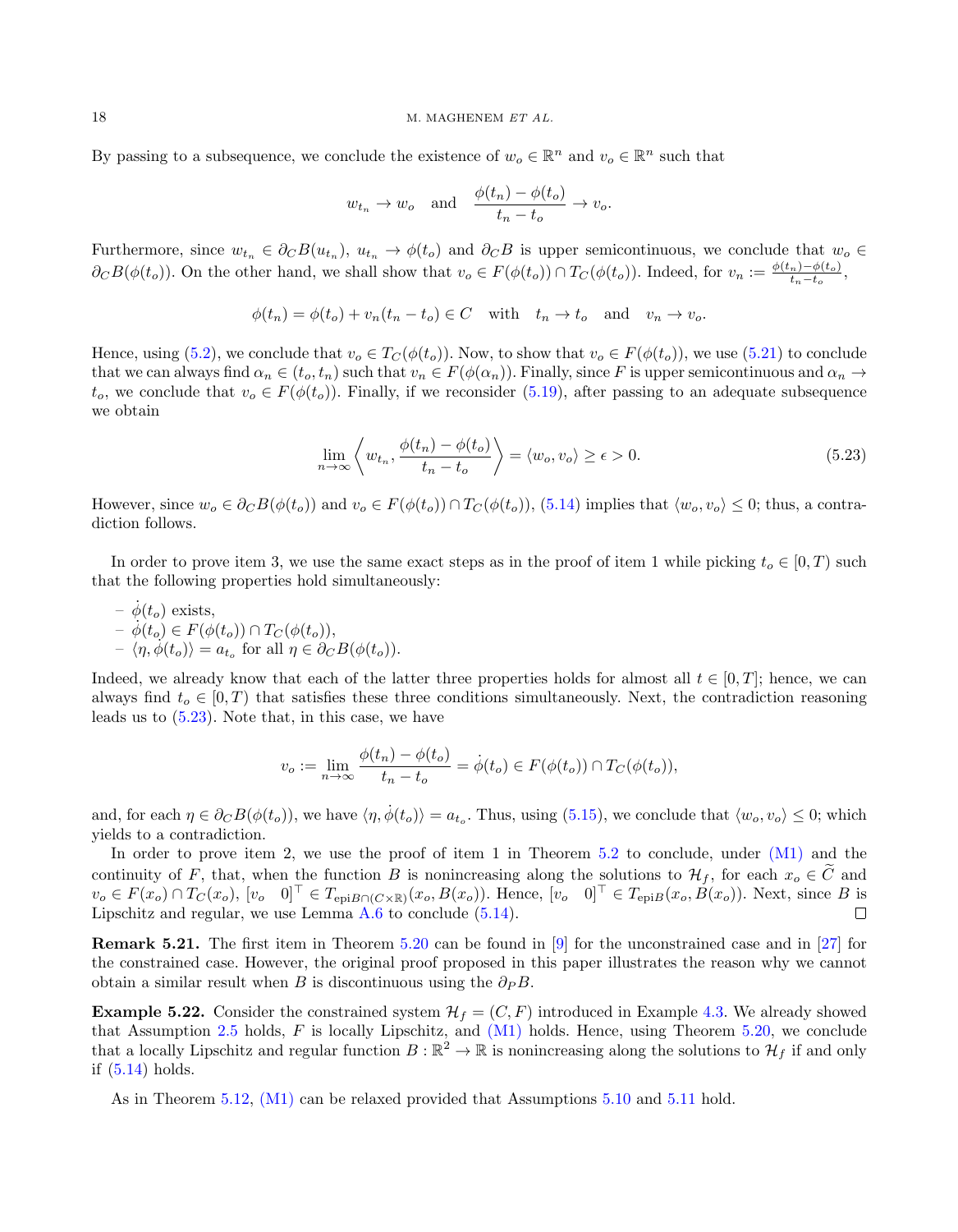By passing to a subsequence, we conclude the existence of $w_o \in \mathbb{R}^n$ and $v_o \in \mathbb{R}^n$ such that

$$w_{t_n} \to w_o \quad \text{and} \quad \frac{\phi(t_n) - \phi(t_o)}{t_n - t_o} \to v_o.$$

Furthermore, since $w_{t_n} \in \partial_C B(u_{t_n})$, $u_{t_n} \to \phi(t_o)$ and $\partial_C B$ is upper semicontinuous, we conclude that $w_o \in \partial_C B(\phi(t_o))$. On the other hand, we shall show that $v_o \in F(\phi(t_o)) \cap T_C(\phi(t_o))$. Indeed, for $v_n := \frac{\phi(t_n) - \phi(t_o)}{t_n - t_o}$,

$$\phi(t_n) = \phi(t_o) + v_n(t_n - t_o) \in C \quad \text{with} \quad t_n \to t_o \quad \text{and} \quad v_n \to v_o.$$

Hence, using (5.2), we conclude that $v_o \in T_C(\phi(t_o))$. Now, to show that $v_o \in F(\phi(t_o))$, we use (5.21) to conclude that we can always find $\alpha_n \in (t_o, t_n)$ such that $v_n \in F(\phi(\alpha_n))$. Finally, since $F$ is upper semicontinuous and $\alpha_n \to t_o$, we conclude that $v_o \in F(\phi(t_o))$. Finally, if we reconsider (5.19), after passing to an adequate subsequence we obtain

$$\lim_{n \to \infty} \left\langle w_{t_n}, \frac{\phi(t_n) - \phi(t_o)}{t_n - t_o} \right\rangle = \langle w_o, v_o \rangle \geq \epsilon > 0. \tag{5.23}$$

However, since $w_o \in \partial_C B(\phi(t_o))$ and $v_o \in F(\phi(t_o)) \cap T_C(\phi(t_o))$, (5.14) implies that $\langle w_o, v_o \rangle \leq 0$; thus, a contradiction follows.

In order to prove item 3, we use the same exact steps as in the proof of item 1 while picking $t_o \in [0, T)$ such that the following properties hold simultaneously:

- $\dot{\phi}(t_o)$ exists,
- $\dot{\phi}(t_o) \in F(\phi(t_o)) \cap T_C(\phi(t_o))$,
- $\langle \eta, \dot{\phi}(t_o) \rangle = a_{t_o}$ for all $\eta \in \partial_C B(\phi(t_o))$.

Indeed, we already know that each of the latter three properties holds for almost all $t \in [0, T]$; hence, we can always find $t_o \in [0, T)$ that satisfies these three conditions simultaneously. Next, the contradiction reasoning leads us to (5.23). Note that, in this case, we have

$$v_o := \lim_{n \to \infty} \frac{\phi(t_n) - \phi(t_o)}{t_n - t_o} = \dot{\phi}(t_o) \in F(\phi(t_o)) \cap T_C(\phi(t_o)),$$

and, for each $\eta \in \partial_C B(\phi(t_o))$, we have $\langle \eta, \dot{\phi}(t_o) \rangle = a_{t_o}$. Thus, using (5.15), we conclude that $\langle w_o, v_o \rangle \leq 0$; which yields to a contradiction.

In order to prove item 2, we use the proof of item 1 in Theorem 5.2 to conclude, under (M1) and the continuity of $F$, that, when the function $B$ is nonincreasing along the solutions to $\mathcal{H}_f$, for each $x_o \in \widetilde{C}$ and $v_o \in F(x_o) \cap T_C(x_o)$, $[v_o \quad 0]^\top \in T_{\text{epi}B \cap (C \times \mathbb{R})}(x_o, B(x_o))$. Hence, $[v_o \quad 0]^\top \in T_{\text{epi}B}(x_o, B(x_o))$. Next, since $B$ is Lipschitz and regular, we use Lemma A.6 to conclude (5.14). $\square$

**Remark 5.21.** The first item in Theorem 5.20 can be found in [9] for the unconstrained case and in [27] for the constrained case. However, the original proof proposed in this paper illustrates the reason why we cannot obtain a similar result when $B$ is discontinuous using the $\partial_P B$.

**Example 5.22.** Consider the constrained system $\mathcal{H}_f = (C, F)$ introduced in Example 4.3. We already showed that Assumption 2.5 holds, $F$ is locally Lipschitz, and (M1) holds. Hence, using Theorem 5.20, we conclude that a locally Lipschitz and regular function $B : \mathbb{R}^2 \to \mathbb{R}$ is nonincreasing along the solutions to $\mathcal{H}_f$ if and only if (5.14) holds.

As in Theorem 5.12, (M1) can be relaxed provided that Assumptions 5.10 and 5.11 hold.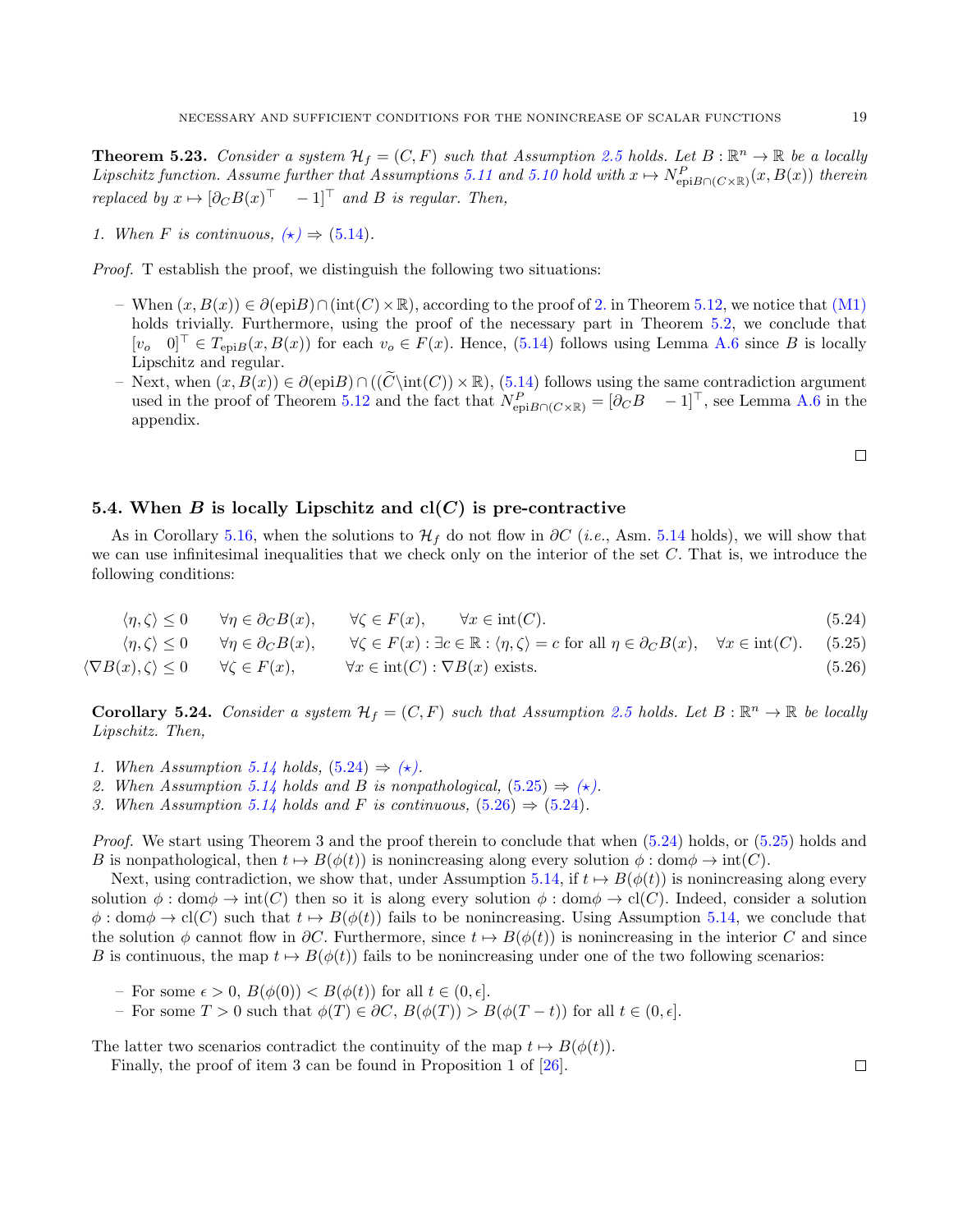**Theorem 5.23.** *Consider a system $\mathcal{H}_f = (C, F)$ such that Assumption 2.5 holds. Let $B : \mathbb{R}^n \to \mathbb{R}$ be a locally Lipschitz function. Assume further that Assumptions 5.11 and 5.10 hold with $x \mapsto N^P_{\text{epi}B \cap (C \times \mathbb{R})}(x, B(x))$ therein replaced by $x \mapsto [\partial_C B(x)^\top \quad -1]^\top$ and $B$ is regular. Then,*

1. *When $F$ is continuous, (⋆) ⇒ (5.14).*

*Proof.* T establish the proof, we distinguish the following two situations:

- When $(x, B(x)) \in \partial(\text{epi}B) \cap (\text{int}(C) \times \mathbb{R})$, according to the proof of 2. in Theorem 5.12, we notice that (M1) holds trivially. Furthermore, using the proof of the necessary part in Theorem 5.2, we conclude that $[v_o \quad 0]^\top \in T_{\text{epi}B}(x, B(x))$ for each $v_o \in F(x)$. Hence, (5.14) follows using Lemma A.6 since $B$ is locally Lipschitz and regular.
- Next, when $(x, B(x)) \in \partial(\text{epi}B) \cap ((\widetilde{C} \backslash \text{int}(C)) \times \mathbb{R})$, (5.14) follows using the same contradiction argument used in the proof of Theorem 5.12 and the fact that $N^P_{\text{epi}B \cap (C \times \mathbb{R})} = [\partial_C B \quad -1]^\top$, see Lemma A.6 in the appendix.

□

### 5.4. When $B$ is locally Lipschitz and $\text{cl}(C)$ is pre-contractive

As in Corollary 5.16, when the solutions to $\mathcal{H}_f$ do not flow in $\partial C$ (*i.e.*, Asm. 5.14 holds), we will show that we can use infinitesimal inequalities that we check only on the interior of the set $C$. That is, we introduce the following conditions:

$$\langle \eta, \zeta \rangle \leq 0 \qquad \forall \eta \in \partial_C B(x), \qquad \forall \zeta \in F(x), \qquad \forall x \in \text{int}(C). \tag{5.24}$$

$$\langle \eta, \zeta \rangle \leq 0 \qquad \forall \eta \in \partial_C B(x), \qquad \forall \zeta \in F(x) : \exists c \in \mathbb{R} : \langle \eta, \zeta \rangle = c \text{ for all } \eta \in \partial_C B(x), \quad \forall x \in \text{int}(C). \tag{5.25}$$

$$\langle \nabla B(x), \zeta \rangle \leq 0 \qquad \forall \zeta \in F(x), \qquad \forall x \in \text{int}(C) : \nabla B(x) \text{ exists.} \tag{5.26}$$

**Corollary 5.24.** *Consider a system $\mathcal{H}_f = (C, F)$ such that Assumption 2.5 holds. Let $B : \mathbb{R}^n \to \mathbb{R}$ be locally Lipschitz. Then,*

1. *When Assumption 5.14 holds, (5.24) ⇒ (⋆).*
2. *When Assumption 5.14 holds and $B$ is nonpathological, (5.25) ⇒ (⋆).*
3. *When Assumption 5.14 holds and $F$ is continuous, (5.26) ⇒ (5.24).*

*Proof.* We start using Theorem 3 and the proof therein to conclude that when (5.24) holds, or (5.25) holds and $B$ is nonpathological, then $t \mapsto B(\phi(t))$ is nonincreasing along every solution $\phi : \text{dom}\phi \to \text{int}(C)$.

Next, using contradiction, we show that, under Assumption 5.14, if $t \mapsto B(\phi(t))$ is nonincreasing along every solution $\phi : \text{dom}\phi \to \text{int}(C)$ then so it is along every solution $\phi : \text{dom}\phi \to \text{cl}(C)$. Indeed, consider a solution $\phi : \text{dom}\phi \to \text{cl}(C)$ such that $t \mapsto B(\phi(t))$ fails to be nonincreasing. Using Assumption 5.14, we conclude that the solution $\phi$ cannot flow in $\partial C$. Furthermore, since $t \mapsto B(\phi(t))$ is nonincreasing in the interior $C$ and since $B$ is continuous, the map $t \mapsto B(\phi(t))$ fails to be nonincreasing under one of the two following scenarios:

- For some $\epsilon > 0$, $B(\phi(0)) < B(\phi(t))$ for all $t \in (0, \epsilon]$.
- For some $T > 0$ such that $\phi(T) \in \partial C$, $B(\phi(T)) > B(\phi(T - t))$ for all $t \in (0, \epsilon]$.

The latter two scenarios contradict the continuity of the map $t \mapsto B(\phi(t))$.

Finally, the proof of item 3 can be found in Proposition 1 of [26].

□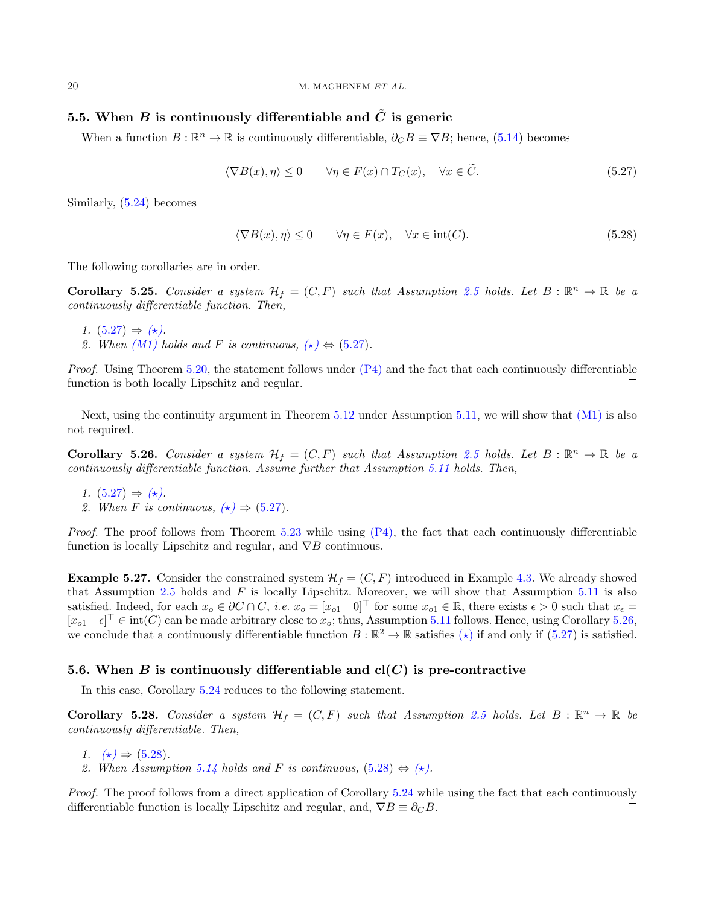### 5.5. When $B$ is continuously differentiable and $\widetilde{C}$ is generic

When a function $B : \mathbb{R}^n \to \mathbb{R}$ is continuously differentiable, $\partial_C B \equiv \nabla B$; hence, (5.14) becomes

$$\langle \nabla B(x), \eta \rangle \leq 0 \qquad \forall \eta \in F(x) \cap T_C(x), \quad \forall x \in \widetilde{C}. \tag{5.27}$$

Similarly, (5.24) becomes

$$\langle \nabla B(x), \eta \rangle \leq 0 \qquad \forall \eta \in F(x), \quad \forall x \in \text{int}(C). \tag{5.28}$$

The following corollaries are in order.

**Corollary 5.25.** *Consider a system $\mathcal{H}_f = (C, F)$ such that Assumption 2.5 holds. Let $B : \mathbb{R}^n \to \mathbb{R}$ be a continuously differentiable function. Then,*

1. *(5.27) $\Rightarrow$ $(\star)$.*
2. *When (M1) holds and $F$ is continuous, $(\star)$ $\Leftrightarrow$ (5.27).*

*Proof.* Using Theorem 5.20, the statement follows under (P4) and the fact that each continuously differentiable function is both locally Lipschitz and regular. $\square$

Next, using the continuity argument in Theorem 5.12 under Assumption 5.11, we will show that (M1) is also not required.

**Corollary 5.26.** *Consider a system $\mathcal{H}_f = (C, F)$ such that Assumption 2.5 holds. Let $B : \mathbb{R}^n \to \mathbb{R}$ be a continuously differentiable function. Assume further that Assumption 5.11 holds. Then,*

1. *(5.27) $\Rightarrow$ $(\star)$.*
2. *When $F$ is continuous, $(\star)$ $\Rightarrow$ (5.27).*

*Proof.* The proof follows from Theorem 5.23 while using (P4), the fact that each continuously differentiable function is locally Lipschitz and regular, and $\nabla B$ continuous. $\square$

**Example 5.27.** Consider the constrained system $\mathcal{H}_f = (C, F)$ introduced in Example 4.3. We already showed that Assumption 2.5 holds and $F$ is locally Lipschitz. Moreover, we will show that Assumption 5.11 is also satisfied. Indeed, for each $x_o \in \partial C \cap C$, *i.e.* $x_o = [x_{o1} \quad 0]^\top$ for some $x_{o1} \in \mathbb{R}$, there exists $\epsilon > 0$ such that $x_\epsilon = [x_{o1} \quad \epsilon]^\top \in \text{int}(C)$ can be made arbitrary close to $x_o$; thus, Assumption 5.11 follows. Hence, using Corollary 5.26, we conclude that a continuously differentiable function $B : \mathbb{R}^2 \to \mathbb{R}$ satisfies $(\star)$ if and only if (5.27) is satisfied.

### 5.6. When $B$ is continuously differentiable and $\text{cl}(C)$ is pre-contractive

In this case, Corollary 5.24 reduces to the following statement.

**Corollary 5.28.** *Consider a system $\mathcal{H}_f = (C, F)$ such that Assumption 2.5 holds. Let $B : \mathbb{R}^n \to \mathbb{R}$ be continuously differentiable. Then,*

1. *$(\star)$ $\Rightarrow$ (5.28).*
2. *When Assumption 5.14 holds and $F$ is continuous, (5.28) $\Leftrightarrow$ $(\star)$.*

*Proof.* The proof follows from a direct application of Corollary 5.24 while using the fact that each continuously differentiable function is locally Lipschitz and regular, and, $\nabla B \equiv \partial_C B$. $\square$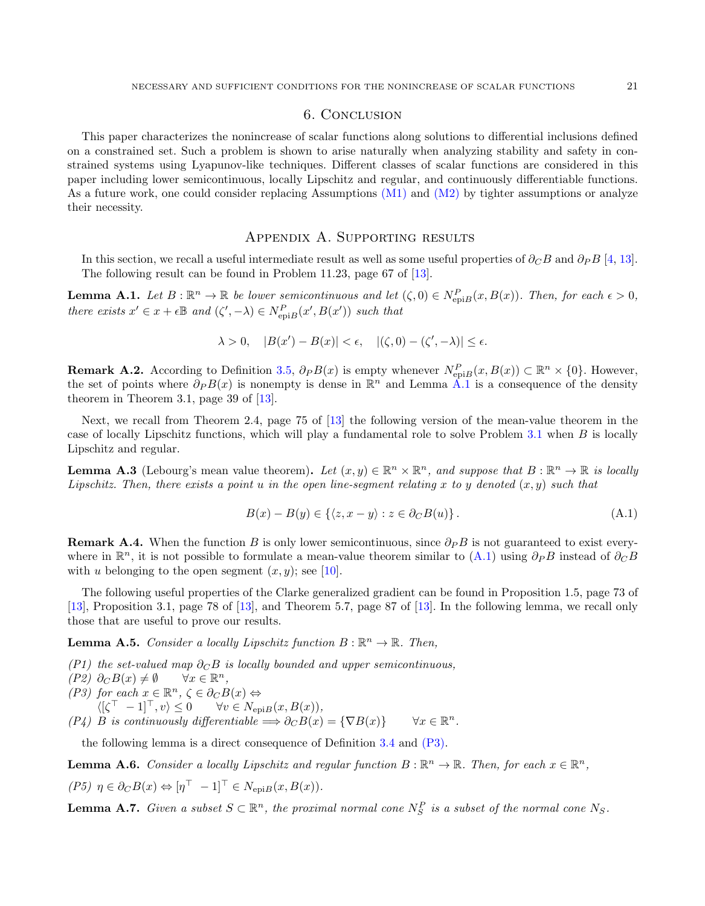## 6. Conclusion

This paper characterizes the nonincrease of scalar functions along solutions to differential inclusions defined on a constrained set. Such a problem is shown to arise naturally when analyzing stability and safety in constrained systems using Lyapunov-like techniques. Different classes of scalar functions are considered in this paper including lower semicontinuous, locally Lipschitz and regular, and continuously differentiable functions. As a future work, one could consider replacing Assumptions (M1) and (M2) by tighter assumptions or analyze their necessity.

## Appendix A. Supporting results

In this section, we recall a useful intermediate result as well as some useful properties of $\partial_C B$ and $\partial_P B$ [4, 13]. The following result can be found in Problem 11.23, page 67 of [13].

**Lemma A.1.** *Let $B : \mathbb{R}^n \to \mathbb{R}$ be lower semicontinuous and let $(\zeta, 0) \in N^P_{\mathrm{epi}B}(x, B(x))$. Then, for each $\epsilon > 0$, there exists $x' \in x + \epsilon\mathbb{B}$ and $(\zeta', -\lambda) \in N^P_{\mathrm{epi}B}(x', B(x'))$ such that*

$$\lambda > 0, \quad |B(x') - B(x)| < \epsilon, \quad |(\zeta, 0) - (\zeta', -\lambda)| \leq \epsilon.$$

**Remark A.2.** According to Definition 3.5, $\partial_P B(x)$ is empty whenever $N^P_{\mathrm{epi}B}(x, B(x)) \subset \mathbb{R}^n \times \{0\}$. However, the set of points where $\partial_P B(x)$ is nonempty is dense in $\mathbb{R}^n$ and Lemma A.1 is a consequence of the density theorem in Theorem 3.1, page 39 of [13].

Next, we recall from Theorem 2.4, page 75 of [13] the following version of the mean-value theorem in the case of locally Lipschitz functions, which will play a fundamental role to solve Problem 3.1 when $B$ is locally Lipschitz and regular.

**Lemma A.3** (Lebourg's mean value theorem)**.** *Let $(x, y) \in \mathbb{R}^n \times \mathbb{R}^n$, and suppose that $B : \mathbb{R}^n \to \mathbb{R}$ is locally Lipschitz. Then, there exists a point $u$ in the open line-segment relating $x$ to $y$ denoted $(x, y)$ such that*

$$B(x) - B(y) \in \{\langle z, x - y \rangle : z \in \partial_C B(u)\}. \tag{A.1}$$

**Remark A.4.** When the function $B$ is only lower semicontinuous, since $\partial_P B$ is not guaranteed to exist everywhere in $\mathbb{R}^n$, it is not possible to formulate a mean-value theorem similar to (A.1) using $\partial_P B$ instead of $\partial_C B$ with $u$ belonging to the open segment $(x, y)$; see [10].

The following useful properties of the Clarke generalized gradient can be found in Proposition 1.5, page 73 of [13], Proposition 3.1, page 78 of [13], and Theorem 5.7, page 87 of [13]. In the following lemma, we recall only those that are useful to prove our results.

**Lemma A.5.** *Consider a locally Lipschitz function $B : \mathbb{R}^n \to \mathbb{R}$. Then,*

*(P1) the set-valued map $\partial_C B$ is locally bounded and upper semicontinuous,*
*(P2) $\partial_C B(x) \neq \emptyset \qquad \forall x \in \mathbb{R}^n$,*
*(P3) for each $x \in \mathbb{R}^n$, $\zeta \in \partial_C B(x) \Leftrightarrow$*
*$\langle [\zeta^\top \ -1]^\top, v \rangle \leq 0 \qquad \forall v \in N_{\mathrm{epi}B}(x, B(x))$,*
*(P4) $B$ is continuously differentiable $\Longrightarrow \partial_C B(x) = \{\nabla B(x)\} \qquad \forall x \in \mathbb{R}^n$.*

the following lemma is a direct consequence of Definition 3.4 and (P3).

**Lemma A.6.** *Consider a locally Lipschitz and regular function $B : \mathbb{R}^n \to \mathbb{R}$. Then, for each $x \in \mathbb{R}^n$,*

*(P5) $\eta \in \partial_C B(x) \Leftrightarrow [\eta^\top \ -1]^\top \in N_{\mathrm{epi}B}(x, B(x))$.*

**Lemma A.7.** *Given a subset $S \subset \mathbb{R}^n$, the proximal normal cone $N^P_S$ is a subset of the normal cone $N_S$.*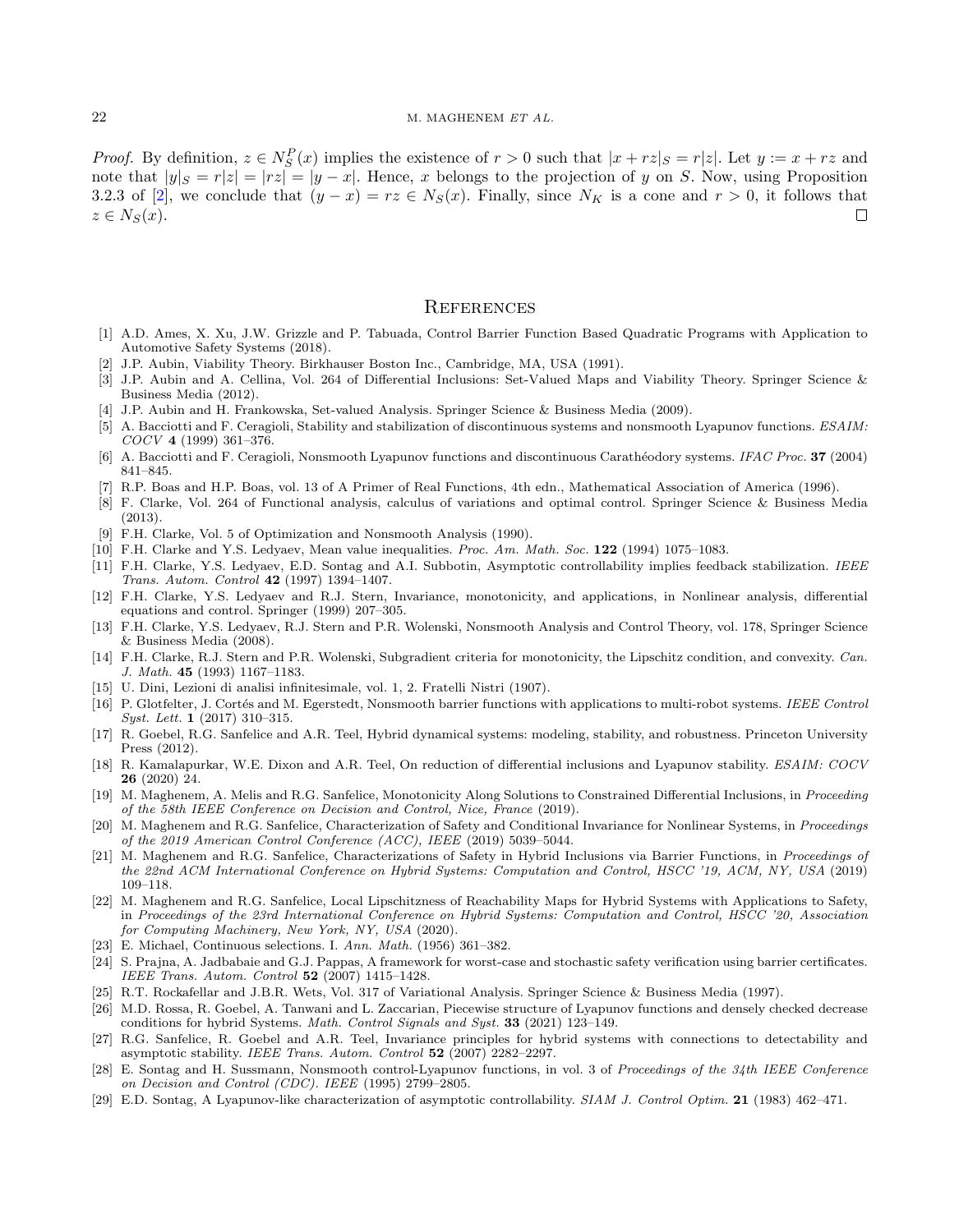*Proof.* By definition, $z \in N_S^P(x)$ implies the existence of $r > 0$ such that $|x + rz|_S = r|z|$. Let $y := x + rz$ and note that $|y|_S = r|z| = |rz| = |y - x|$. Hence, $x$ belongs to the projection of $y$ on $S$. Now, using Proposition 3.2.3 of [2], we conclude that $(y - x) = rz \in N_S(x)$. Finally, since $N_K$ is a cone and $r > 0$, it follows that $z \in N_S(x)$. □

## References

[1] A.D. Ames, X. Xu, J.W. Grizzle and P. Tabuada, Control Barrier Function Based Quadratic Programs with Application to Automotive Safety Systems (2018).

[2] J.P. Aubin, Viability Theory. Birkhauser Boston Inc., Cambridge, MA, USA (1991).

[3] J.P. Aubin and A. Cellina, Vol. 264 of Differential Inclusions: Set-Valued Maps and Viability Theory. Springer Science & Business Media (2012).

[4] J.P. Aubin and H. Frankowska, Set-valued Analysis. Springer Science & Business Media (2009).

[5] A. Bacciotti and F. Ceragioli, Stability and stabilization of discontinuous systems and nonsmooth Lyapunov functions. *ESAIM: COCV* **4** (1999) 361–376.

[6] A. Bacciotti and F. Ceragioli, Nonsmooth Lyapunov functions and discontinuous Carathéodory systems. *IFAC Proc.* **37** (2004) 841–845.

[7] R.P. Boas and H.P. Boas, vol. 13 of A Primer of Real Functions, 4th edn., Mathematical Association of America (1996).

[8] F. Clarke, Vol. 264 of Functional analysis, calculus of variations and optimal control. Springer Science & Business Media (2013).

[9] F.H. Clarke, Vol. 5 of Optimization and Nonsmooth Analysis (1990).

[10] F.H. Clarke and Y.S. Ledyaev, Mean value inequalities. *Proc. Am. Math. Soc.* **122** (1994) 1075–1083.

[11] F.H. Clarke, Y.S. Ledyaev, E.D. Sontag and A.I. Subbotin, Asymptotic controllability implies feedback stabilization. *IEEE Trans. Autom. Control* **42** (1997) 1394–1407.

[12] F.H. Clarke, Y.S. Ledyaev and R.J. Stern, Invariance, monotonicity, and applications, in Nonlinear analysis, differential equations and control. Springer (1999) 207–305.

[13] F.H. Clarke, Y.S. Ledyaev, R.J. Stern and P.R. Wolenski, Nonsmooth Analysis and Control Theory, vol. 178, Springer Science & Business Media (2008).

[14] F.H. Clarke, R.J. Stern and P.R. Wolenski, Subgradient criteria for monotonicity, the Lipschitz condition, and convexity. *Can. J. Math.* **45** (1993) 1167–1183.

[15] U. Dini, Lezioni di analisi infinitesimale, vol. 1, 2. Fratelli Nistri (1907).

[16] P. Glotfelter, J. Cortés and M. Egerstedt, Nonsmooth barrier functions with applications to multi-robot systems. *IEEE Control Syst. Lett.* **1** (2017) 310–315.

[17] R. Goebel, R.G. Sanfelice and A.R. Teel, Hybrid dynamical systems: modeling, stability, and robustness. Princeton University Press (2012).

[18] R. Kamalapurkar, W.E. Dixon and A.R. Teel, On reduction of differential inclusions and Lyapunov stability. *ESAIM: COCV* **26** (2020) 24.

[19] M. Maghenem, A. Melis and R.G. Sanfelice, Monotonicity Along Solutions to Constrained Differential Inclusions, in *Proceeding of the 58th IEEE Conference on Decision and Control, Nice, France* (2019).

[20] M. Maghenem and R.G. Sanfelice, Characterization of Safety and Conditional Invariance for Nonlinear Systems, in *Proceedings of the 2019 American Control Conference (ACC), IEEE* (2019) 5039–5044.

[21] M. Maghenem and R.G. Sanfelice, Characterizations of Safety in Hybrid Inclusions via Barrier Functions, in *Proceedings of the 22nd ACM International Conference on Hybrid Systems: Computation and Control, HSCC '19, ACM, NY, USA* (2019) 109–118.

[22] M. Maghenem and R.G. Sanfelice, Local Lipschitzness of Reachability Maps for Hybrid Systems with Applications to Safety, in *Proceedings of the 23rd International Conference on Hybrid Systems: Computation and Control, HSCC '20, Association for Computing Machinery, New York, NY, USA* (2020).

[23] E. Michael, Continuous selections. I. *Ann. Math.* (1956) 361–382.

[24] S. Prajna, A. Jadbabaie and G.J. Pappas, A framework for worst-case and stochastic safety verification using barrier certificates. *IEEE Trans. Autom. Control* **52** (2007) 1415–1428.

[25] R.T. Rockafellar and J.B.R. Wets, Vol. 317 of Variational Analysis. Springer Science & Business Media (1997).

[26] M.D. Rossa, R. Goebel, A. Tanwani and L. Zaccarian, Piecewise structure of Lyapunov functions and densely checked decrease conditions for hybrid Systems. *Math. Control Signals and Syst.* **33** (2021) 123–149.

[27] R.G. Sanfelice, R. Goebel and A.R. Teel, Invariance principles for hybrid systems with connections to detectability and asymptotic stability. *IEEE Trans. Autom. Control* **52** (2007) 2282–2297.

[28] E. Sontag and H. Sussmann, Nonsmooth control-Lyapunov functions, in vol. 3 of *Proceedings of the 34th IEEE Conference on Decision and Control (CDC). IEEE* (1995) 2799–2805.

[29] E.D. Sontag, A Lyapunov-like characterization of asymptotic controllability. *SIAM J. Control Optim.* **21** (1983) 462–471.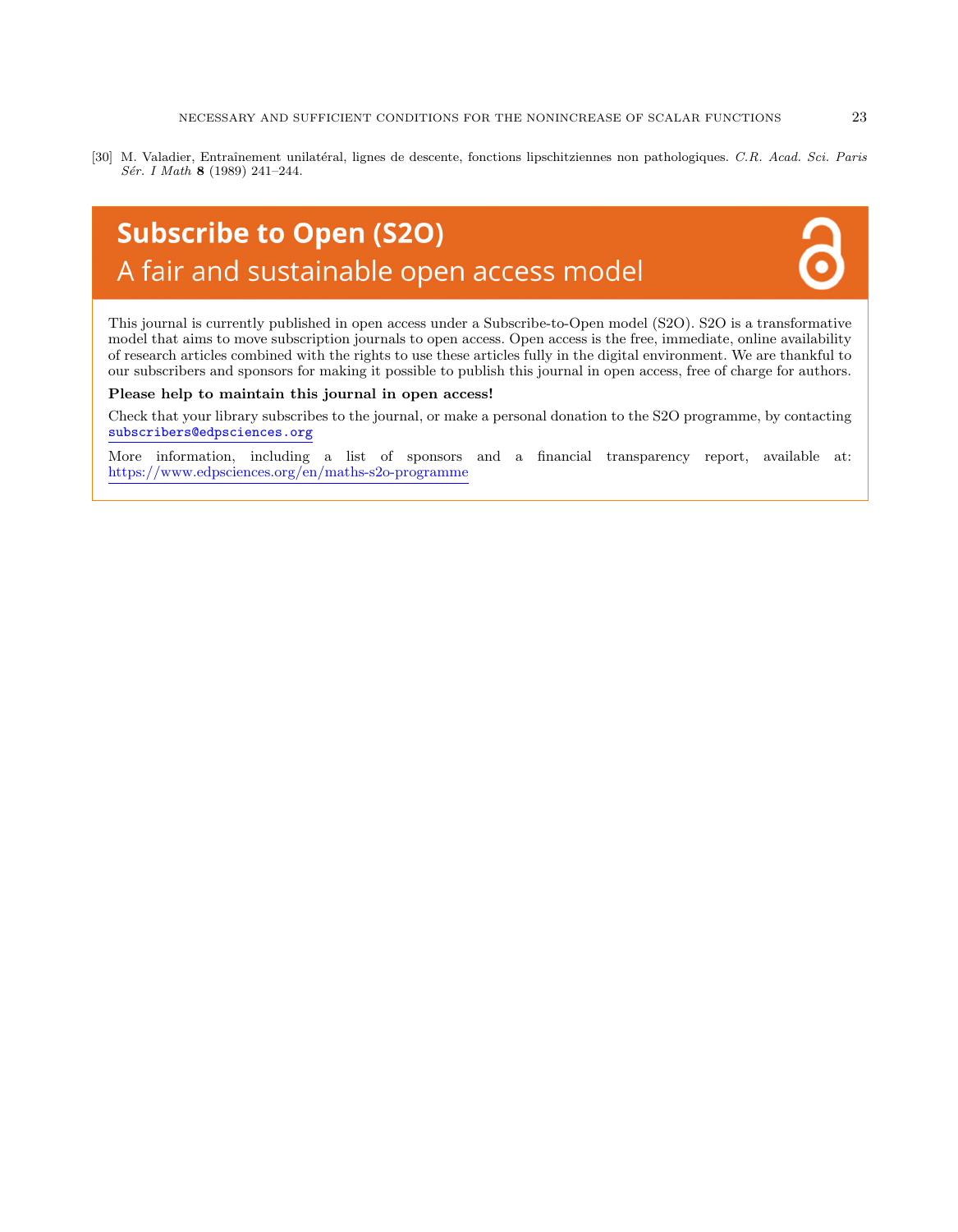[30] M. Valadier, Entraînement unilatéral, lignes de descente, fonctions lipschitziennes non pathologiques. *C.R. Acad. Sci. Paris Sér. I Math* **8** (1989) 241–244.

## Subscribe to Open (S2O)

### A fair and sustainable open access model

This journal is currently published in open access under a Subscribe-to-Open model (S2O). S2O is a transformative model that aims to move subscription journals to open access. Open access is the free, immediate, online availability of research articles combined with the rights to use these articles fully in the digital environment. We are thankful to our subscribers and sponsors for making it possible to publish this journal in open access, free of charge for authors.

**Please help to maintain this journal in open access!**

Check that your library subscribes to the journal, or make a personal donation to the S2O programme, by contacting subscribers@edpsciences.org

More information, including a list of sponsors and a financial transparency report, available at: https://www.edpsciences.org/en/maths-s2o-programme